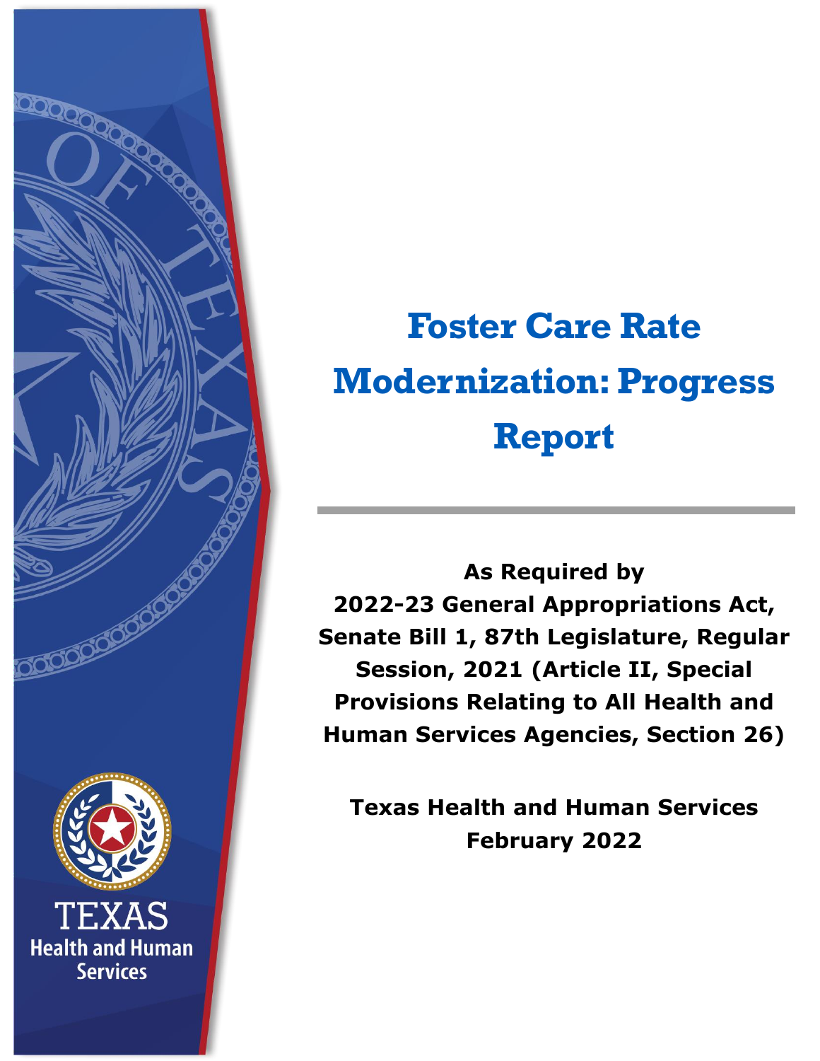# Foster Care Rate Modernization: Progress Report

**As Required by**
**2022-23 General Appropriations Act, Senate Bill 1, 87th Legislature, Regular Session, 2021 (Article II, Special Provisions Relating to All Health and Human Services Agencies, Section 26)**

**Texas Health and Human Services**
**February 2022**

TEXAS
Health and Human Services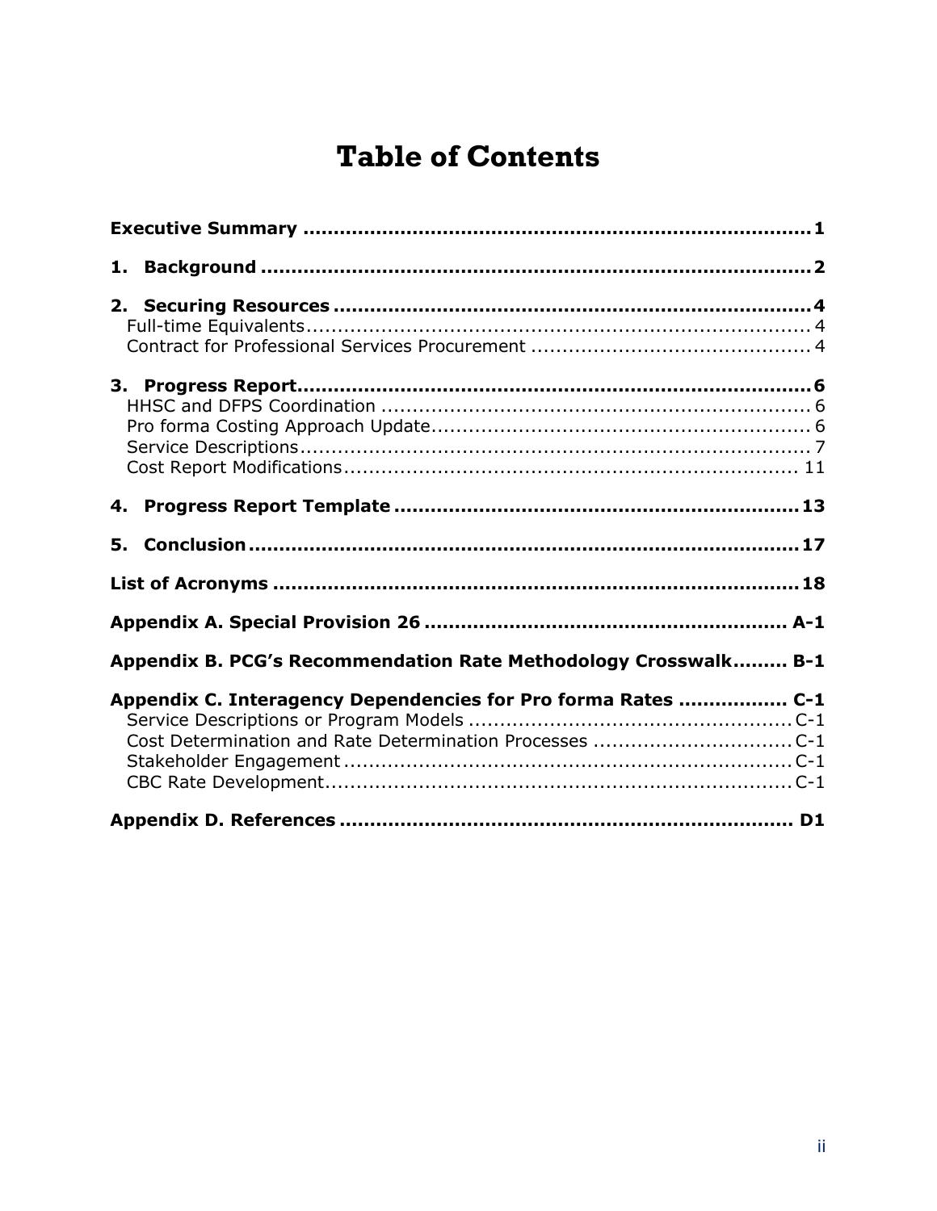# Table of Contents

**Executive Summary** ..... **1**

**1. Background** ..... **2**

**2. Securing Resources** ..... **4**
- Full-time Equivalents ..... 4
- Contract for Professional Services Procurement ..... 4

**3. Progress Report** ..... **6**
- HHSC and DFPS Coordination ..... 6
- Pro forma Costing Approach Update ..... 6
- Service Descriptions ..... 7
- Cost Report Modifications ..... 11

**4. Progress Report Template** ..... **13**

**5. Conclusion** ..... **17**

**List of Acronyms** ..... **18**

**Appendix A. Special Provision 26** ..... **A-1**

**Appendix B. PCG's Recommendation Rate Methodology Crosswalk** ..... **B-1**

**Appendix C. Interagency Dependencies for Pro forma Rates** ..... **C-1**
- Service Descriptions or Program Models ..... C-1
- Cost Determination and Rate Determination Processes ..... C-1
- Stakeholder Engagement ..... C-1
- CBC Rate Development ..... C-1

**Appendix D. References** ..... **D1**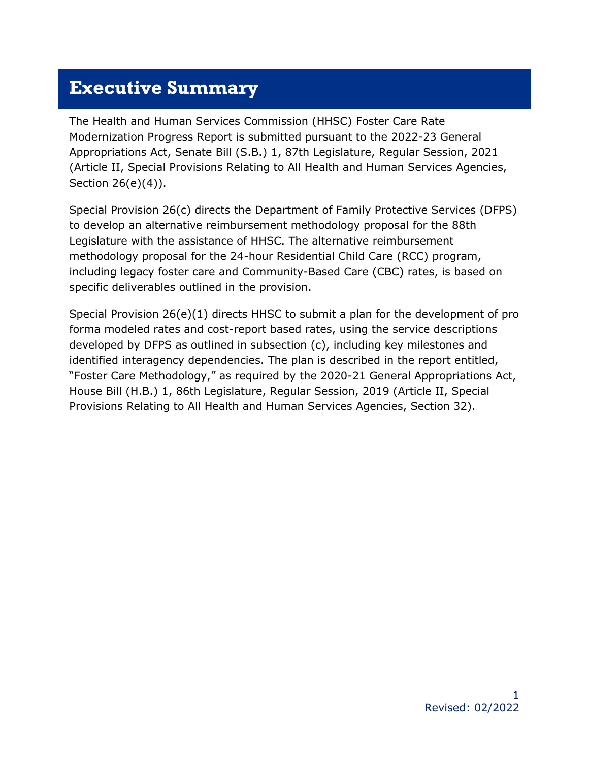# Executive Summary

The Health and Human Services Commission (HHSC) Foster Care Rate Modernization Progress Report is submitted pursuant to the 2022-23 General Appropriations Act, Senate Bill (S.B.) 1, 87th Legislature, Regular Session, 2021 (Article II, Special Provisions Relating to All Health and Human Services Agencies, Section 26(e)(4)).

Special Provision 26(c) directs the Department of Family Protective Services (DFPS) to develop an alternative reimbursement methodology proposal for the 88th Legislature with the assistance of HHSC. The alternative reimbursement methodology proposal for the 24-hour Residential Child Care (RCC) program, including legacy foster care and Community-Based Care (CBC) rates, is based on specific deliverables outlined in the provision.

Special Provision 26(e)(1) directs HHSC to submit a plan for the development of pro forma modeled rates and cost-report based rates, using the service descriptions developed by DFPS as outlined in subsection (c), including key milestones and identified interagency dependencies. The plan is described in the report entitled, "Foster Care Methodology," as required by the 2020-21 General Appropriations Act, House Bill (H.B.) 1, 86th Legislature, Regular Session, 2019 (Article II, Special Provisions Relating to All Health and Human Services Agencies, Section 32).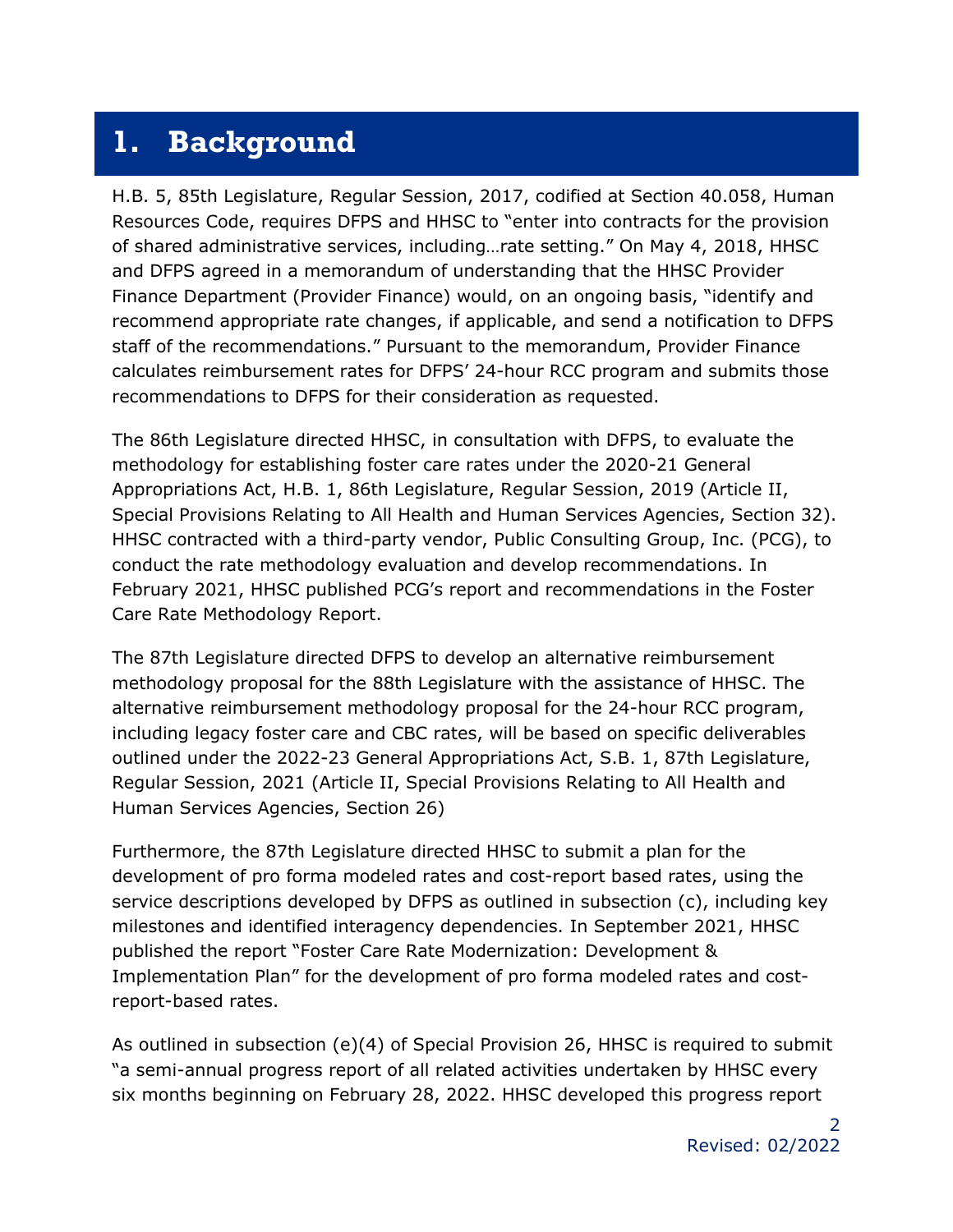# 1. Background

H.B. 5, 85th Legislature, Regular Session, 2017, codified at Section 40.058, Human Resources Code, requires DFPS and HHSC to "enter into contracts for the provision of shared administrative services, including…rate setting." On May 4, 2018, HHSC and DFPS agreed in a memorandum of understanding that the HHSC Provider Finance Department (Provider Finance) would, on an ongoing basis, "identify and recommend appropriate rate changes, if applicable, and send a notification to DFPS staff of the recommendations." Pursuant to the memorandum, Provider Finance calculates reimbursement rates for DFPS' 24-hour RCC program and submits those recommendations to DFPS for their consideration as requested.

The 86th Legislature directed HHSC, in consultation with DFPS, to evaluate the methodology for establishing foster care rates under the 2020-21 General Appropriations Act, H.B. 1, 86th Legislature, Regular Session, 2019 (Article II, Special Provisions Relating to All Health and Human Services Agencies, Section 32). HHSC contracted with a third-party vendor, Public Consulting Group, Inc. (PCG), to conduct the rate methodology evaluation and develop recommendations. In February 2021, HHSC published PCG's report and recommendations in the Foster Care Rate Methodology Report.

The 87th Legislature directed DFPS to develop an alternative reimbursement methodology proposal for the 88th Legislature with the assistance of HHSC. The alternative reimbursement methodology proposal for the 24-hour RCC program, including legacy foster care and CBC rates, will be based on specific deliverables outlined under the 2022-23 General Appropriations Act, S.B. 1, 87th Legislature, Regular Session, 2021 (Article II, Special Provisions Relating to All Health and Human Services Agencies, Section 26)

Furthermore, the 87th Legislature directed HHSC to submit a plan for the development of pro forma modeled rates and cost-report based rates, using the service descriptions developed by DFPS as outlined in subsection (c), including key milestones and identified interagency dependencies. In September 2021, HHSC published the report "Foster Care Rate Modernization: Development & Implementation Plan" for the development of pro forma modeled rates and cost-report-based rates.

As outlined in subsection (e)(4) of Special Provision 26, HHSC is required to submit "a semi-annual progress report of all related activities undertaken by HHSC every six months beginning on February 28, 2022. HHSC developed this progress report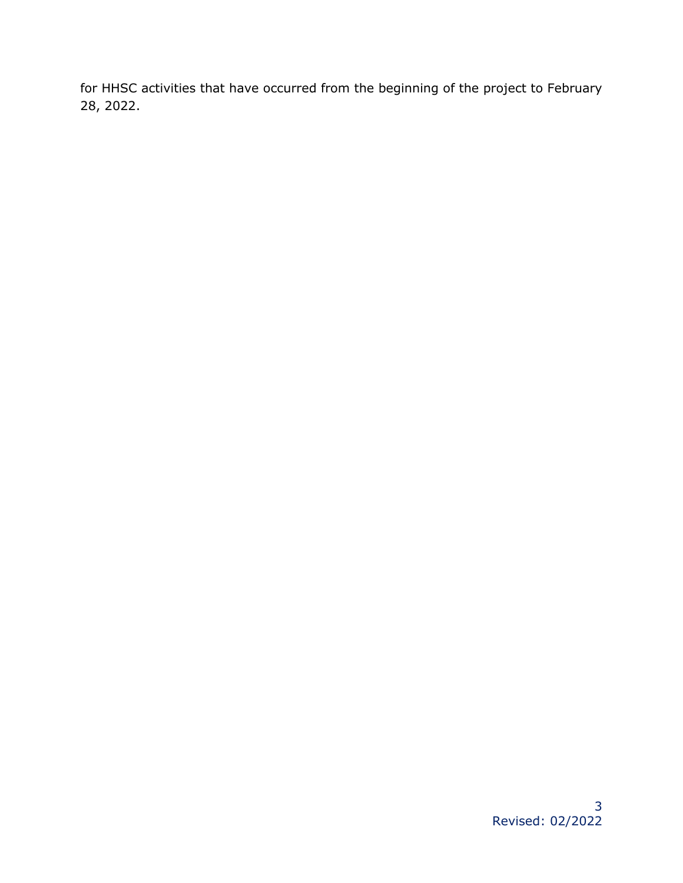for HHSC activities that have occurred from the beginning of the project to February 28, 2022.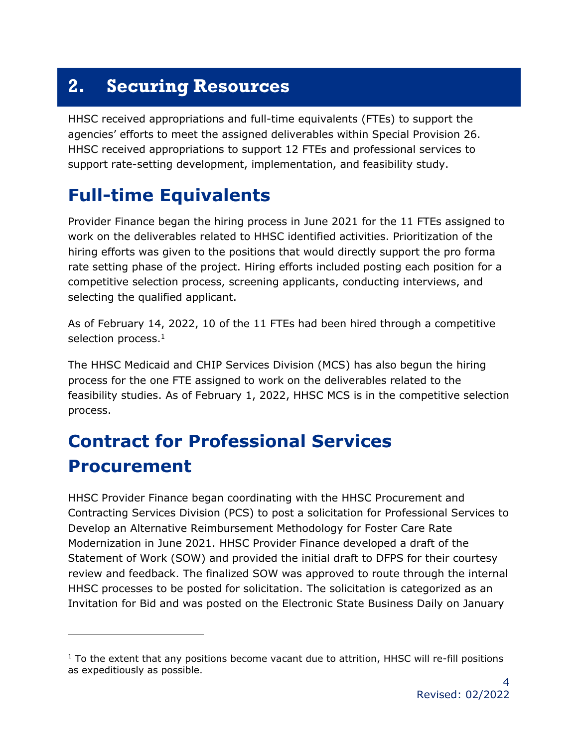# 2. Securing Resources

HHSC received appropriations and full-time equivalents (FTEs) to support the agencies' efforts to meet the assigned deliverables within Special Provision 26. HHSC received appropriations to support 12 FTEs and professional services to support rate-setting development, implementation, and feasibility study.

## Full-time Equivalents

Provider Finance began the hiring process in June 2021 for the 11 FTEs assigned to work on the deliverables related to HHSC identified activities. Prioritization of the hiring efforts was given to the positions that would directly support the pro forma rate setting phase of the project. Hiring efforts included posting each position for a competitive selection process, screening applicants, conducting interviews, and selecting the qualified applicant.

As of February 14, 2022, 10 of the 11 FTEs had been hired through a competitive selection process.[1]

The HHSC Medicaid and CHIP Services Division (MCS) has also begun the hiring process for the one FTE assigned to work on the deliverables related to the feasibility studies. As of February 1, 2022, HHSC MCS is in the competitive selection process.

## Contract for Professional Services Procurement

HHSC Provider Finance began coordinating with the HHSC Procurement and Contracting Services Division (PCS) to post a solicitation for Professional Services to Develop an Alternative Reimbursement Methodology for Foster Care Rate Modernization in June 2021. HHSC Provider Finance developed a draft of the Statement of Work (SOW) and provided the initial draft to DFPS for their courtesy review and feedback. The finalized SOW was approved to route through the internal HHSC processes to be posted for solicitation. The solicitation is categorized as an Invitation for Bid and was posted on the Electronic State Business Daily on January

[1] To the extent that any positions become vacant due to attrition, HHSC will re-fill positions as expeditiously as possible.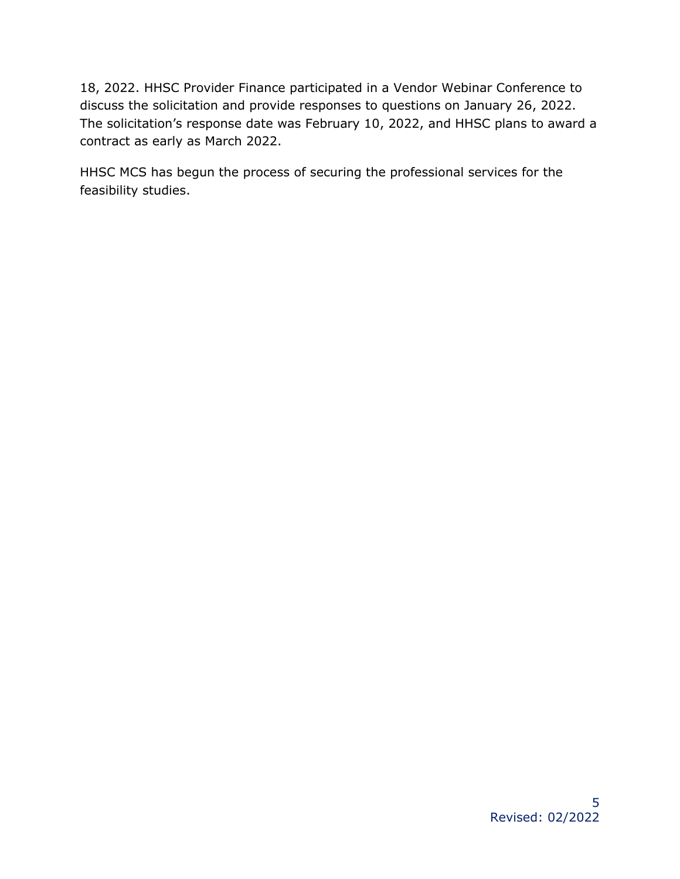18, 2022. HHSC Provider Finance participated in a Vendor Webinar Conference to discuss the solicitation and provide responses to questions on January 26, 2022. The solicitation's response date was February 10, 2022, and HHSC plans to award a contract as early as March 2022.

HHSC MCS has begun the process of securing the professional services for the feasibility studies.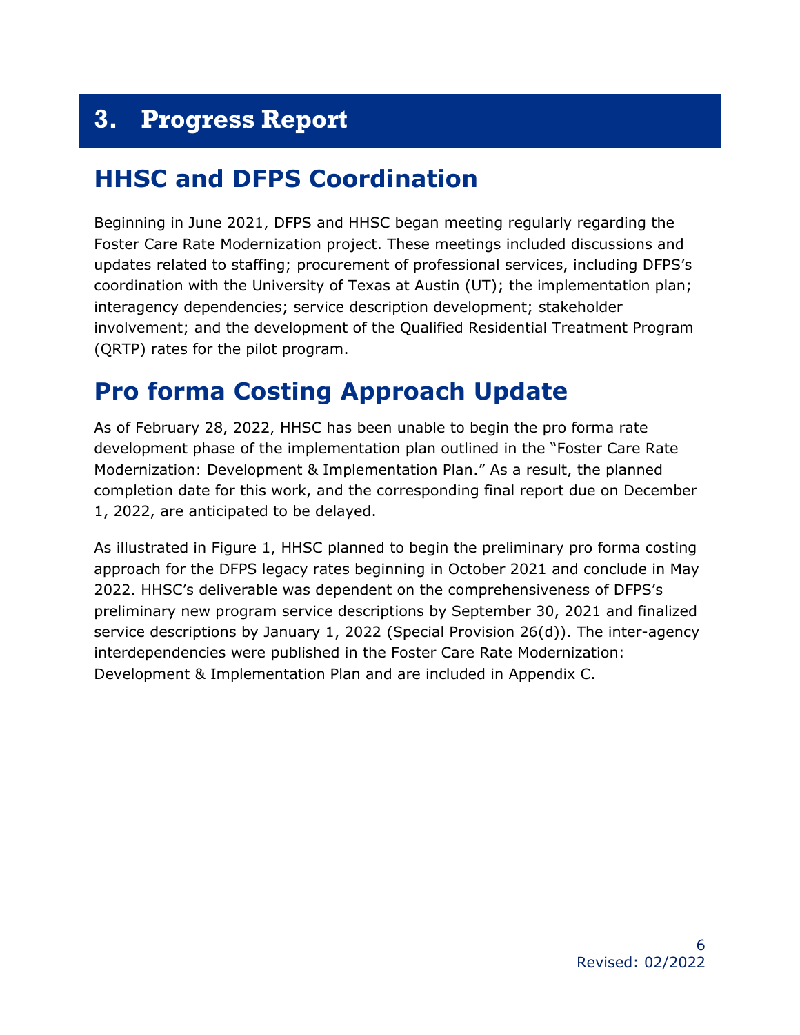# 3. Progress Report

## HHSC and DFPS Coordination

Beginning in June 2021, DFPS and HHSC began meeting regularly regarding the Foster Care Rate Modernization project. These meetings included discussions and updates related to staffing; procurement of professional services, including DFPS's coordination with the University of Texas at Austin (UT); the implementation plan; interagency dependencies; service description development; stakeholder involvement; and the development of the Qualified Residential Treatment Program (QRTP) rates for the pilot program.

## Pro forma Costing Approach Update

As of February 28, 2022, HHSC has been unable to begin the pro forma rate development phase of the implementation plan outlined in the "Foster Care Rate Modernization: Development & Implementation Plan." As a result, the planned completion date for this work, and the corresponding final report due on December 1, 2022, are anticipated to be delayed.

As illustrated in Figure 1, HHSC planned to begin the preliminary pro forma costing approach for the DFPS legacy rates beginning in October 2021 and conclude in May 2022. HHSC's deliverable was dependent on the comprehensiveness of DFPS's preliminary new program service descriptions by September 30, 2021 and finalized service descriptions by January 1, 2022 (Special Provision 26(d)). The inter-agency interdependencies were published in the Foster Care Rate Modernization: Development & Implementation Plan and are included in Appendix C.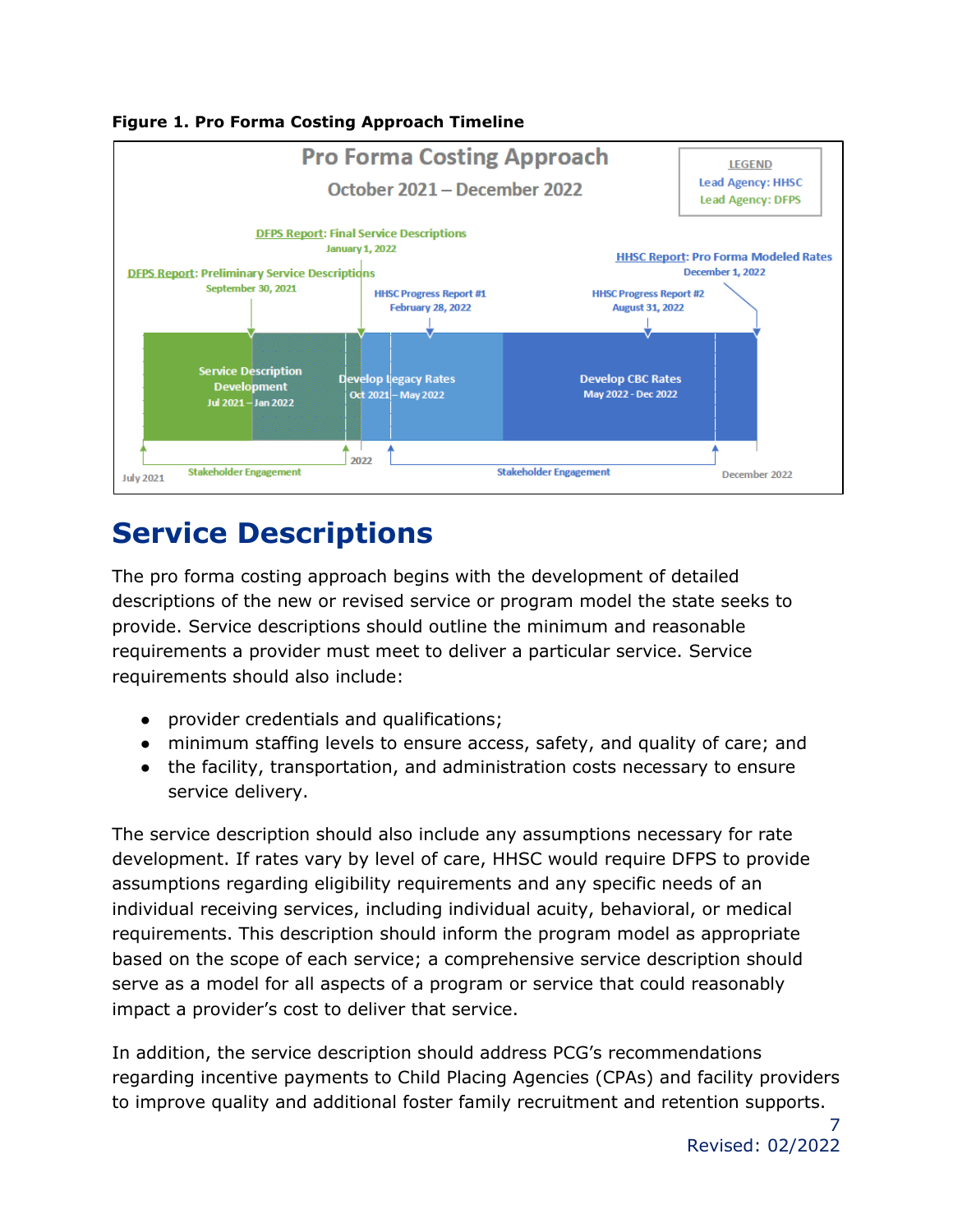**Figure 1. Pro Forma Costing Approach Timeline**

Pro Forma Costing Approach

October 2021 – December 2022

LEGEND
Lead Agency: HHSC
Lead Agency: DFPS

DFPS Report: Preliminary Service Descriptions
September 30, 2021

DFPS Report: Final Service Descriptions
January 1, 2022

HHSC Progress Report #1
February 28, 2022

HHSC Progress Report #2
August 31, 2022

HHSC Report: Pro Forma Modeled Rates
December 1, 2022

Service Description Development
Jul 2021 – Jan 2022

Develop Legacy Rates
Oct 2021 – May 2022

Develop CBC Rates
May 2022 - Dec 2022

July 2021

Stakeholder Engagement

2022

Stakeholder Engagement

December 2022

# Service Descriptions

The pro forma costing approach begins with the development of detailed descriptions of the new or revised service or program model the state seeks to provide. Service descriptions should outline the minimum and reasonable requirements a provider must meet to deliver a particular service. Service requirements should also include:

- provider credentials and qualifications;
- minimum staffing levels to ensure access, safety, and quality of care; and
- the facility, transportation, and administration costs necessary to ensure service delivery.

The service description should also include any assumptions necessary for rate development. If rates vary by level of care, HHSC would require DFPS to provide assumptions regarding eligibility requirements and any specific needs of an individual receiving services, including individual acuity, behavioral, or medical requirements. This description should inform the program model as appropriate based on the scope of each service; a comprehensive service description should serve as a model for all aspects of a program or service that could reasonably impact a provider's cost to deliver that service.

In addition, the service description should address PCG's recommendations regarding incentive payments to Child Placing Agencies (CPAs) and facility providers to improve quality and additional foster family recruitment and retention supports.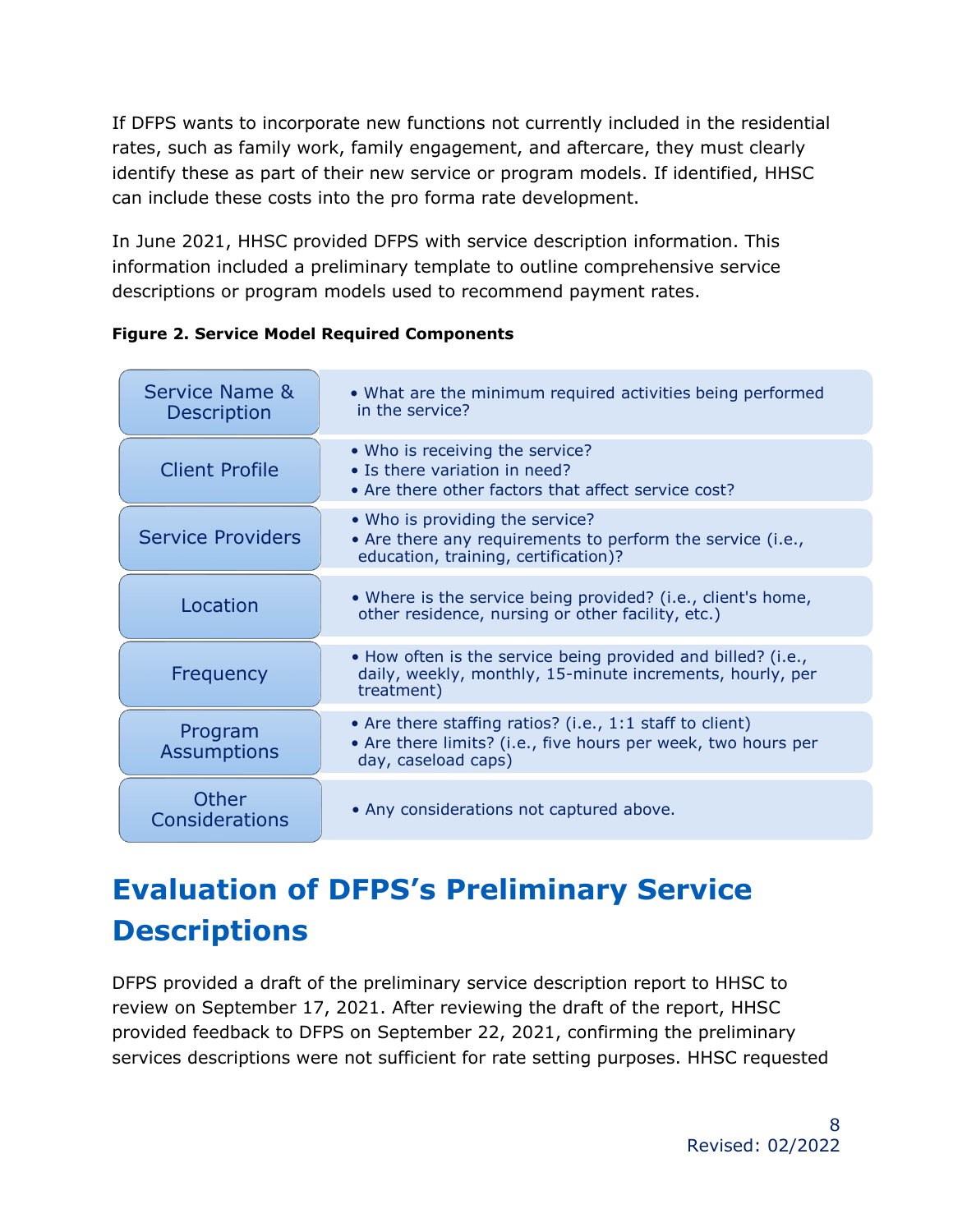If DFPS wants to incorporate new functions not currently included in the residential rates, such as family work, family engagement, and aftercare, they must clearly identify these as part of their new service or program models. If identified, HHSC can include these costs into the pro forma rate development.

In June 2021, HHSC provided DFPS with service description information. This information included a preliminary template to outline comprehensive service descriptions or program models used to recommend payment rates.

**Figure 2. Service Model Required Components**

| Component | Questions |
| --- | --- |
| Service Name & Description | • What are the minimum required activities being performed in the service? |
| Client Profile | • Who is receiving the service?<br>• Is there variation in need?<br>• Are there other factors that affect service cost? |
| Service Providers | • Who is providing the service?<br>• Are there any requirements to perform the service (i.e., education, training, certification)? |
| Location | • Where is the service being provided? (i.e., client's home, other residence, nursing or other facility, etc.) |
| Frequency | • How often is the service being provided and billed? (i.e., daily, weekly, monthly, 15-minute increments, hourly, per treatment) |
| Program Assumptions | • Are there staffing ratios? (i.e., 1:1 staff to client)<br>• Are there limits? (i.e., five hours per week, two hours per day, caseload caps) |
| Other Considerations | • Any considerations not captured above. |

# Evaluation of DFPS's Preliminary Service Descriptions

DFPS provided a draft of the preliminary service description report to HHSC to review on September 17, 2021. After reviewing the draft of the report, HHSC provided feedback to DFPS on September 22, 2021, confirming the preliminary services descriptions were not sufficient for rate setting purposes. HHSC requested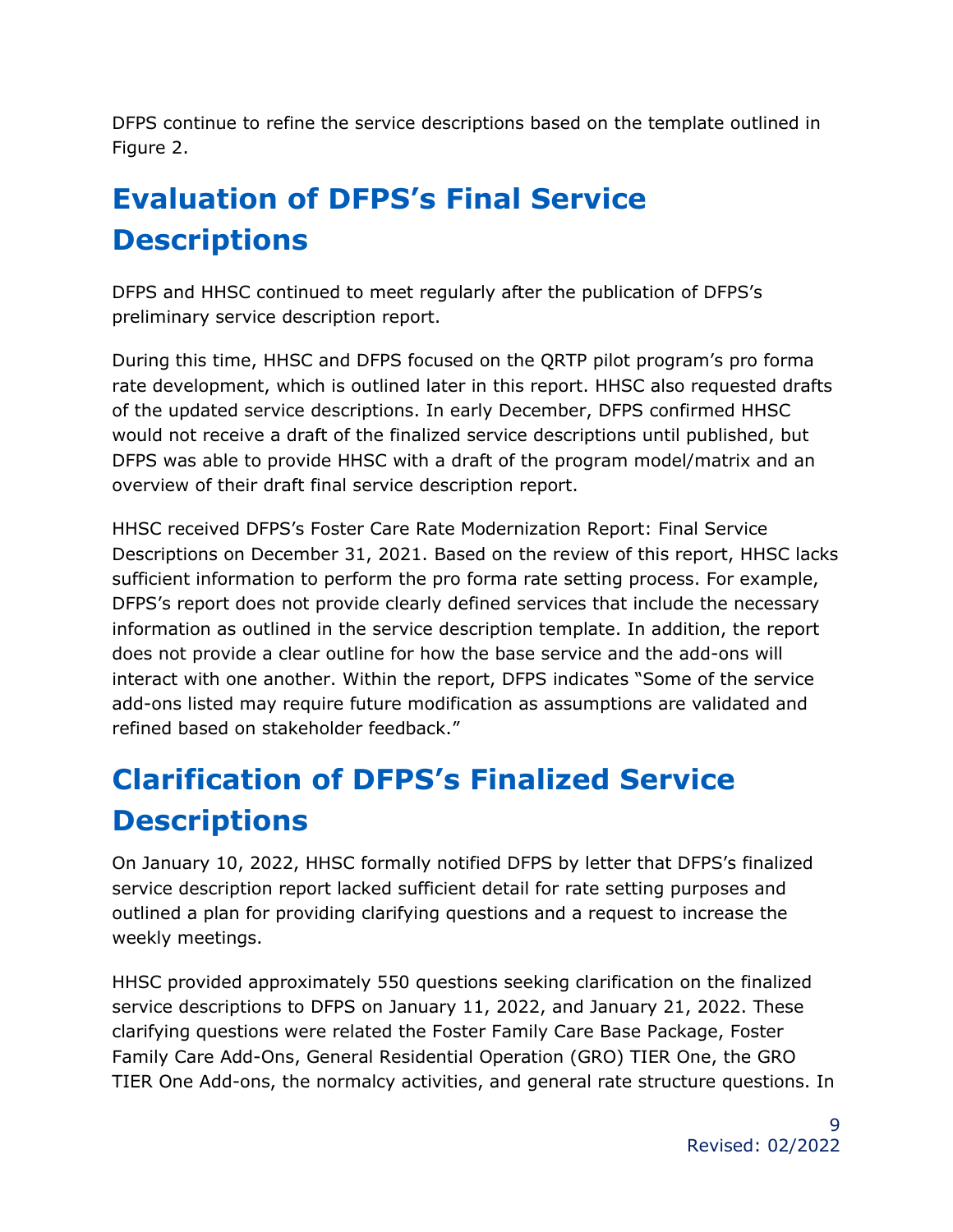DFPS continue to refine the service descriptions based on the template outlined in Figure 2.

# Evaluation of DFPS's Final Service Descriptions

DFPS and HHSC continued to meet regularly after the publication of DFPS's preliminary service description report.

During this time, HHSC and DFPS focused on the QRTP pilot program's pro forma rate development, which is outlined later in this report. HHSC also requested drafts of the updated service descriptions. In early December, DFPS confirmed HHSC would not receive a draft of the finalized service descriptions until published, but DFPS was able to provide HHSC with a draft of the program model/matrix and an overview of their draft final service description report.

HHSC received DFPS's Foster Care Rate Modernization Report: Final Service Descriptions on December 31, 2021. Based on the review of this report, HHSC lacks sufficient information to perform the pro forma rate setting process. For example, DFPS's report does not provide clearly defined services that include the necessary information as outlined in the service description template. In addition, the report does not provide a clear outline for how the base service and the add-ons will interact with one another. Within the report, DFPS indicates "Some of the service add-ons listed may require future modification as assumptions are validated and refined based on stakeholder feedback."

# Clarification of DFPS's Finalized Service Descriptions

On January 10, 2022, HHSC formally notified DFPS by letter that DFPS's finalized service description report lacked sufficient detail for rate setting purposes and outlined a plan for providing clarifying questions and a request to increase the weekly meetings.

HHSC provided approximately 550 questions seeking clarification on the finalized service descriptions to DFPS on January 11, 2022, and January 21, 2022. These clarifying questions were related the Foster Family Care Base Package, Foster Family Care Add-Ons, General Residential Operation (GRO) TIER One, the GRO TIER One Add-ons, the normalcy activities, and general rate structure questions. In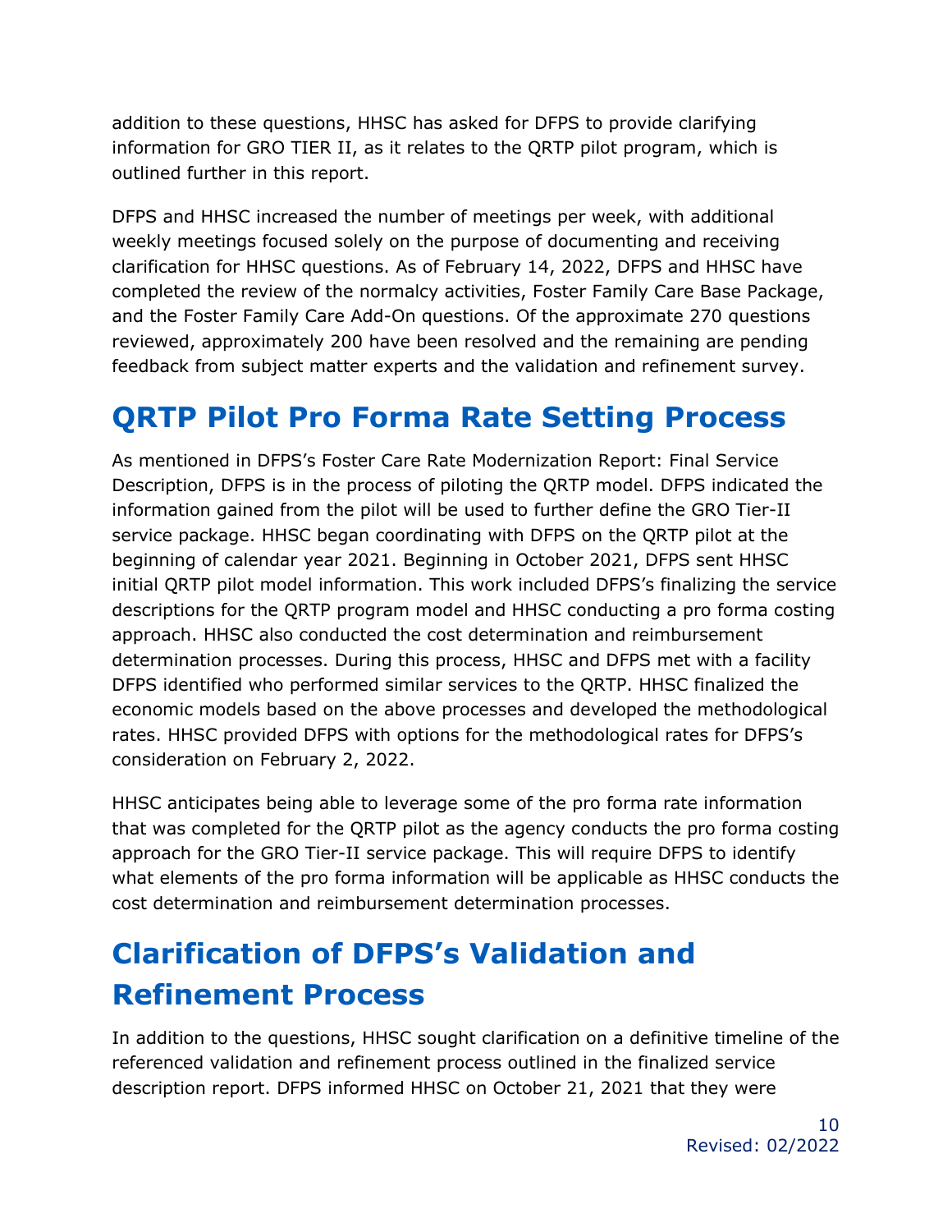addition to these questions, HHSC has asked for DFPS to provide clarifying information for GRO TIER II, as it relates to the QRTP pilot program, which is outlined further in this report.

DFPS and HHSC increased the number of meetings per week, with additional weekly meetings focused solely on the purpose of documenting and receiving clarification for HHSC questions. As of February 14, 2022, DFPS and HHSC have completed the review of the normalcy activities, Foster Family Care Base Package, and the Foster Family Care Add-On questions. Of the approximate 270 questions reviewed, approximately 200 have been resolved and the remaining are pending feedback from subject matter experts and the validation and refinement survey.

# QRTP Pilot Pro Forma Rate Setting Process

As mentioned in DFPS's Foster Care Rate Modernization Report: Final Service Description, DFPS is in the process of piloting the QRTP model. DFPS indicated the information gained from the pilot will be used to further define the GRO Tier-II service package. HHSC began coordinating with DFPS on the QRTP pilot at the beginning of calendar year 2021. Beginning in October 2021, DFPS sent HHSC initial QRTP pilot model information. This work included DFPS's finalizing the service descriptions for the QRTP program model and HHSC conducting a pro forma costing approach. HHSC also conducted the cost determination and reimbursement determination processes. During this process, HHSC and DFPS met with a facility DFPS identified who performed similar services to the QRTP. HHSC finalized the economic models based on the above processes and developed the methodological rates. HHSC provided DFPS with options for the methodological rates for DFPS's consideration on February 2, 2022.

HHSC anticipates being able to leverage some of the pro forma rate information that was completed for the QRTP pilot as the agency conducts the pro forma costing approach for the GRO Tier-II service package. This will require DFPS to identify what elements of the pro forma information will be applicable as HHSC conducts the cost determination and reimbursement determination processes.

# Clarification of DFPS's Validation and Refinement Process

In addition to the questions, HHSC sought clarification on a definitive timeline of the referenced validation and refinement process outlined in the finalized service description report. DFPS informed HHSC on October 21, 2021 that they were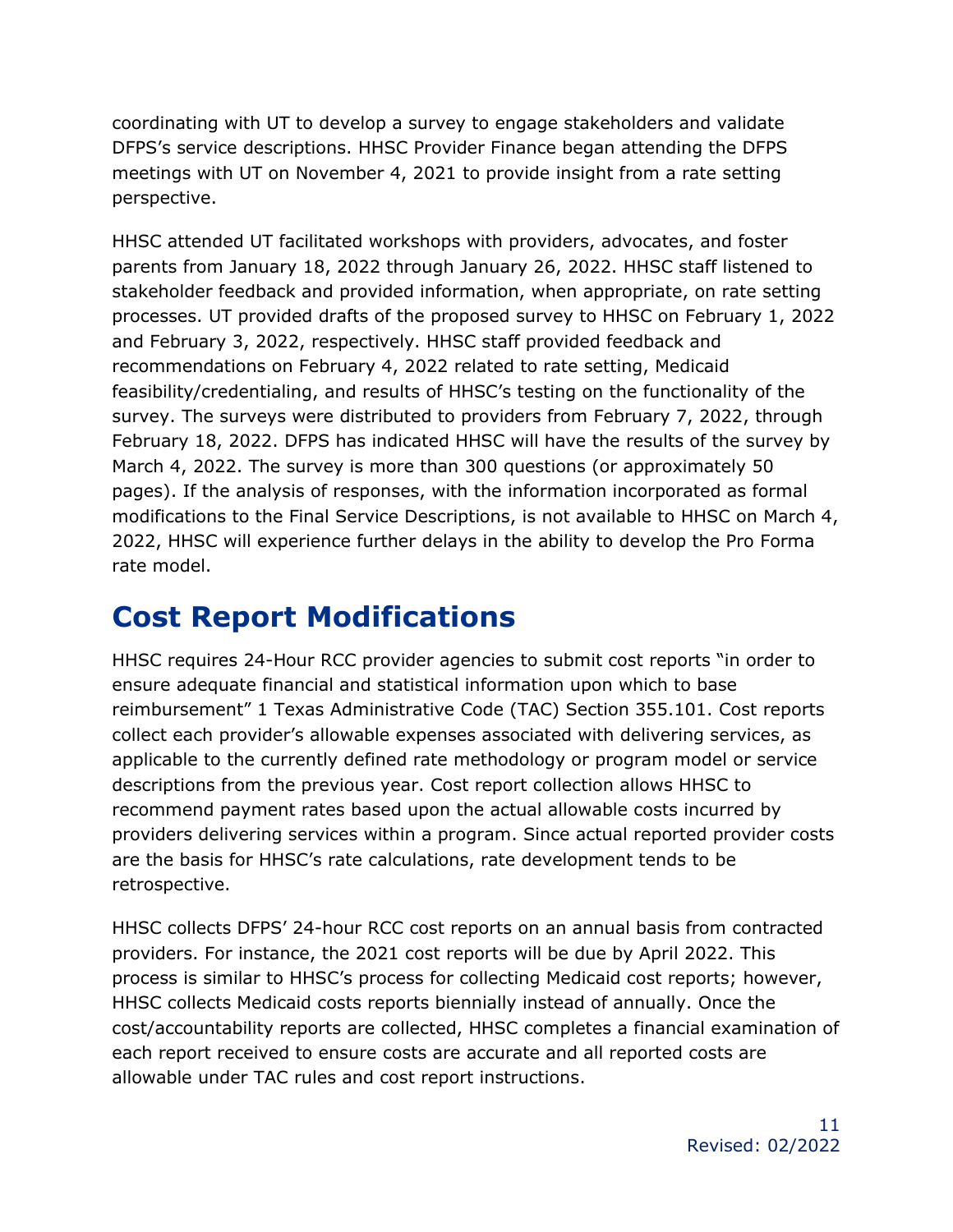coordinating with UT to develop a survey to engage stakeholders and validate DFPS's service descriptions. HHSC Provider Finance began attending the DFPS meetings with UT on November 4, 2021 to provide insight from a rate setting perspective.

HHSC attended UT facilitated workshops with providers, advocates, and foster parents from January 18, 2022 through January 26, 2022. HHSC staff listened to stakeholder feedback and provided information, when appropriate, on rate setting processes. UT provided drafts of the proposed survey to HHSC on February 1, 2022 and February 3, 2022, respectively. HHSC staff provided feedback and recommendations on February 4, 2022 related to rate setting, Medicaid feasibility/credentialing, and results of HHSC's testing on the functionality of the survey. The surveys were distributed to providers from February 7, 2022, through February 18, 2022. DFPS has indicated HHSC will have the results of the survey by March 4, 2022. The survey is more than 300 questions (or approximately 50 pages). If the analysis of responses, with the information incorporated as formal modifications to the Final Service Descriptions, is not available to HHSC on March 4, 2022, HHSC will experience further delays in the ability to develop the Pro Forma rate model.

# Cost Report Modifications

HHSC requires 24-Hour RCC provider agencies to submit cost reports "in order to ensure adequate financial and statistical information upon which to base reimbursement" 1 Texas Administrative Code (TAC) Section 355.101. Cost reports collect each provider's allowable expenses associated with delivering services, as applicable to the currently defined rate methodology or program model or service descriptions from the previous year. Cost report collection allows HHSC to recommend payment rates based upon the actual allowable costs incurred by providers delivering services within a program. Since actual reported provider costs are the basis for HHSC's rate calculations, rate development tends to be retrospective.

HHSC collects DFPS' 24-hour RCC cost reports on an annual basis from contracted providers. For instance, the 2021 cost reports will be due by April 2022. This process is similar to HHSC's process for collecting Medicaid cost reports; however, HHSC collects Medicaid costs reports biennially instead of annually. Once the cost/accountability reports are collected, HHSC completes a financial examination of each report received to ensure costs are accurate and all reported costs are allowable under TAC rules and cost report instructions.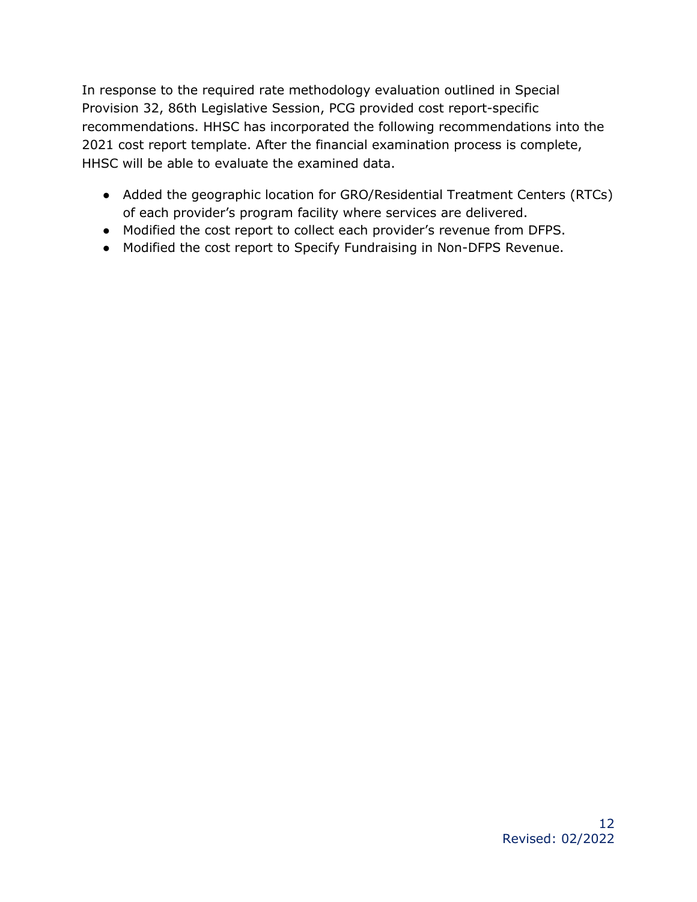In response to the required rate methodology evaluation outlined in Special Provision 32, 86th Legislative Session, PCG provided cost report-specific recommendations. HHSC has incorporated the following recommendations into the 2021 cost report template. After the financial examination process is complete, HHSC will be able to evaluate the examined data.

- Added the geographic location for GRO/Residential Treatment Centers (RTCs) of each provider's program facility where services are delivered.
- Modified the cost report to collect each provider's revenue from DFPS.
- Modified the cost report to Specify Fundraising in Non-DFPS Revenue.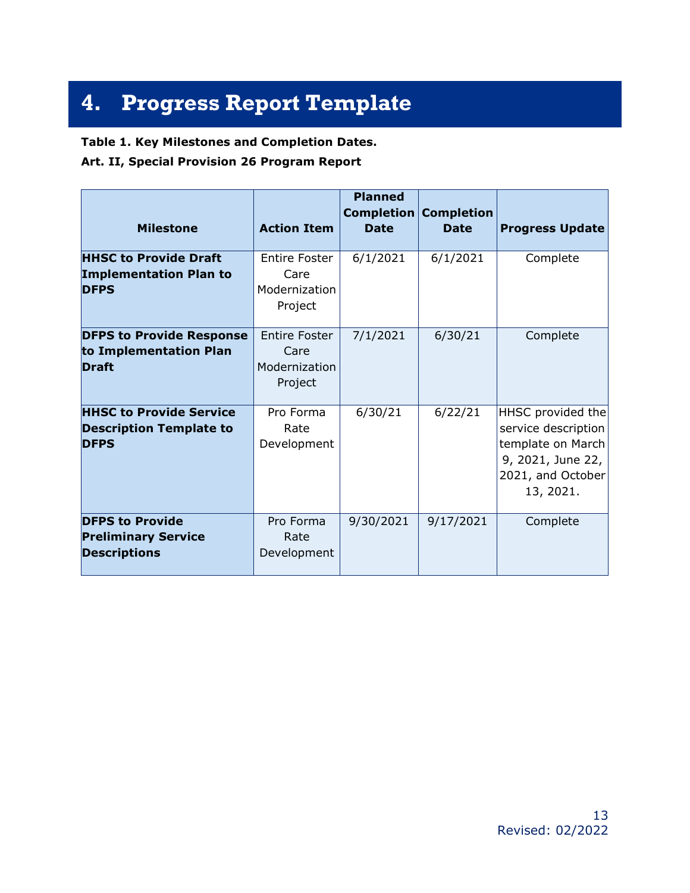# 4. Progress Report Template

**Table 1. Key Milestones and Completion Dates.**

**Art. II, Special Provision 26 Program Report**

| Milestone | Action Item | Planned Completion Date | Completion Date | Progress Update |
|---|---|---|---|---|
| **HHSC to Provide Draft Implementation Plan to DFPS** | Entire Foster Care Modernization Project | 6/1/2021 | 6/1/2021 | Complete |
| **DFPS to Provide Response to Implementation Plan Draft** | Entire Foster Care Modernization Project | 7/1/2021 | 6/30/21 | Complete |
| **HHSC to Provide Service Description Template to DFPS** | Pro Forma Rate Development | 6/30/21 | 6/22/21 | HHSC provided the service description template on March 9, 2021, June 22, 2021, and October 13, 2021. |
| **DFPS to Provide Preliminary Service Descriptions** | Pro Forma Rate Development | 9/30/2021 | 9/17/2021 | Complete |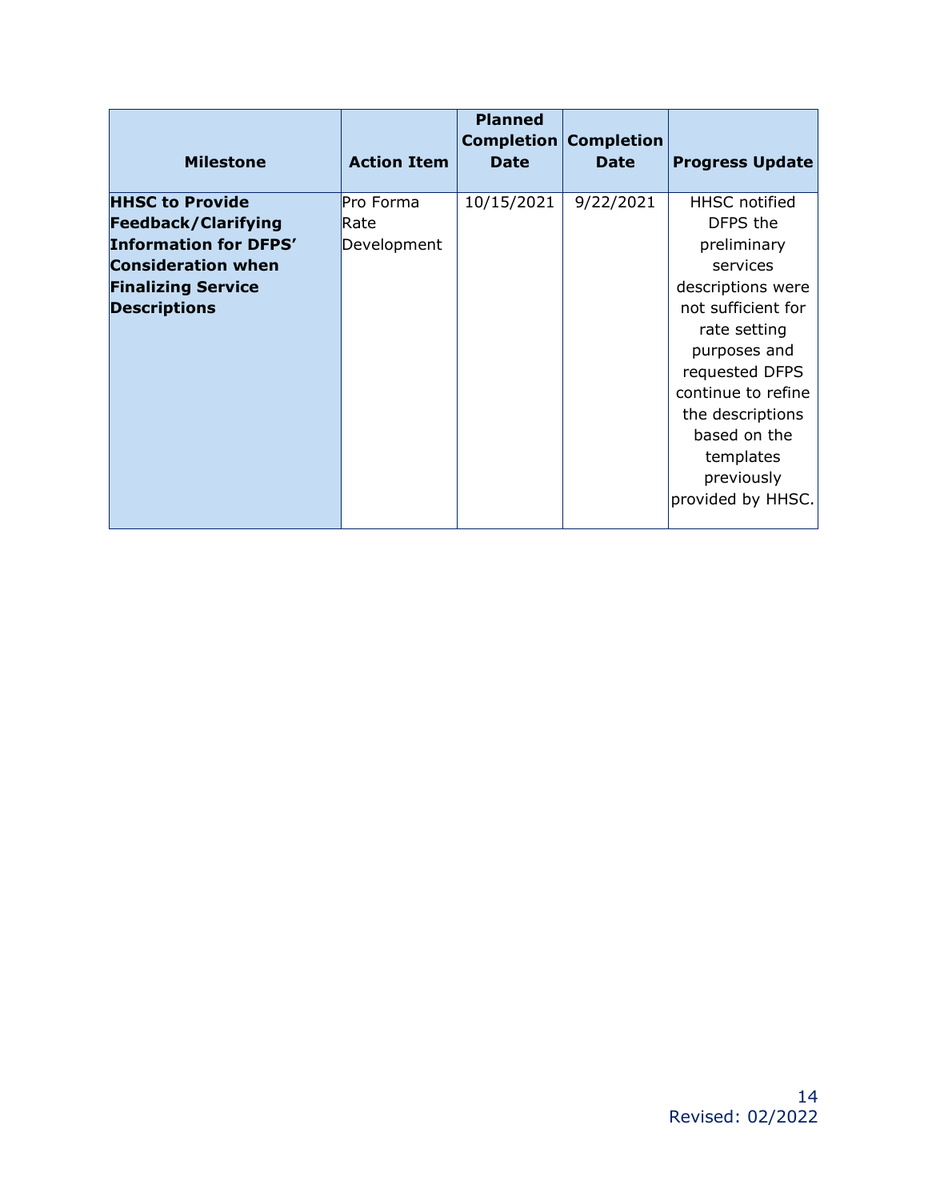| Milestone | Action Item | Planned Completion Date | Completion Date | Progress Update |
| --- | --- | --- | --- | --- |
| **HHSC to Provide Feedback/Clarifying Information for DFPS' Consideration when Finalizing Service Descriptions** | Pro Forma Rate Development | 10/15/2021 | 9/22/2021 | HHSC notified DFPS the preliminary services descriptions were not sufficient for rate setting purposes and requested DFPS continue to refine the descriptions based on the templates previously provided by HHSC. |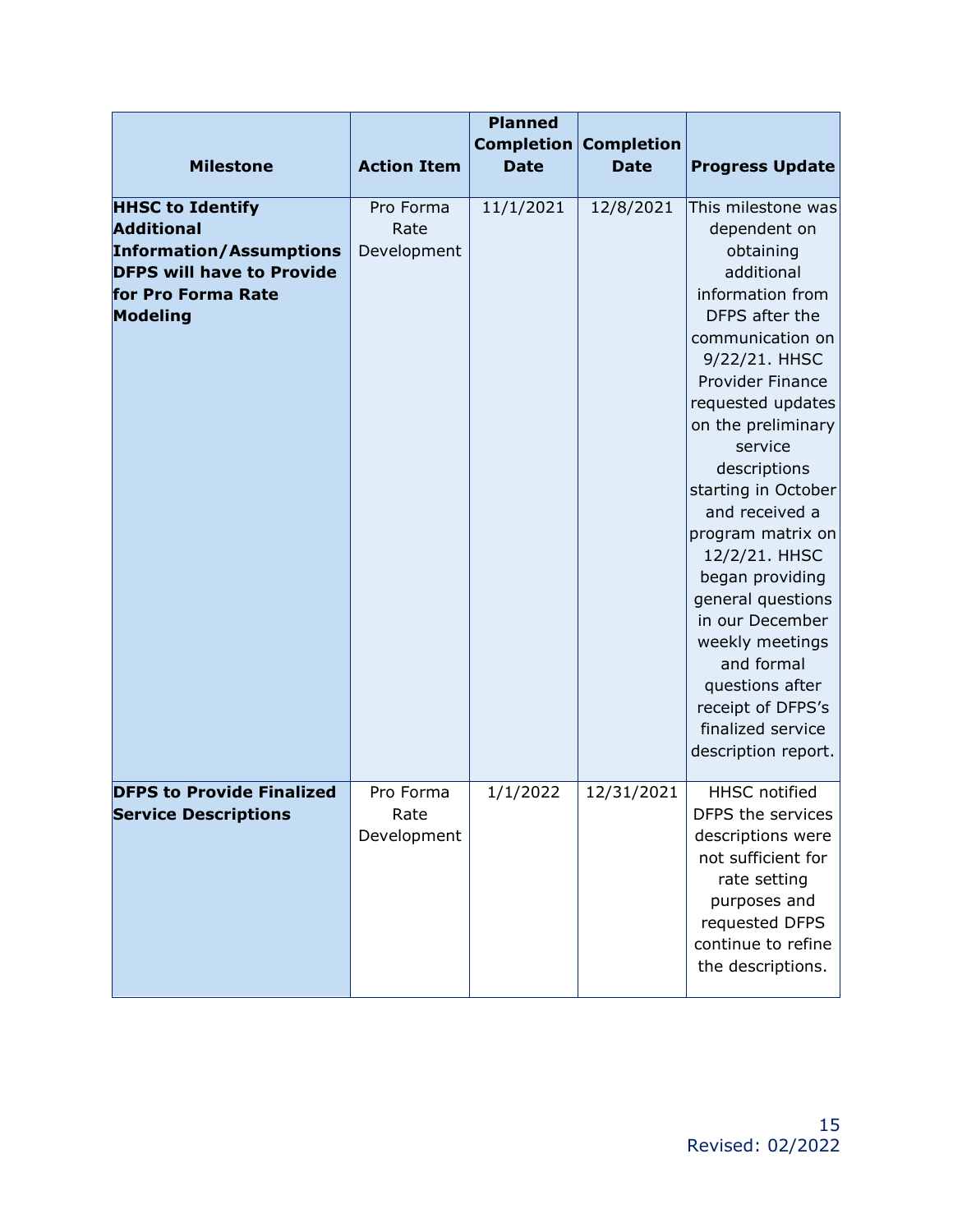| Milestone | Action Item | Planned Completion Date | Completion Date | Progress Update |
|---|---|---|---|---|
| **HHSC to Identify Additional Information/Assumptions DFPS will have to Provide for Pro Forma Rate Modeling** | Pro Forma Rate Development | 11/1/2021 | 12/8/2021 | This milestone was dependent on obtaining additional information from DFPS after the communication on 9/22/21. HHSC Provider Finance requested updates on the preliminary service descriptions starting in October and received a program matrix on 12/2/21. HHSC began providing general questions in our December weekly meetings and formal questions after receipt of DFPS's finalized service description report. |
| **DFPS to Provide Finalized Service Descriptions** | Pro Forma Rate Development | 1/1/2022 | 12/31/2021 | HHSC notified DFPS the services descriptions were not sufficient for rate setting purposes and requested DFPS continue to refine the descriptions. |

Revised: 02/2022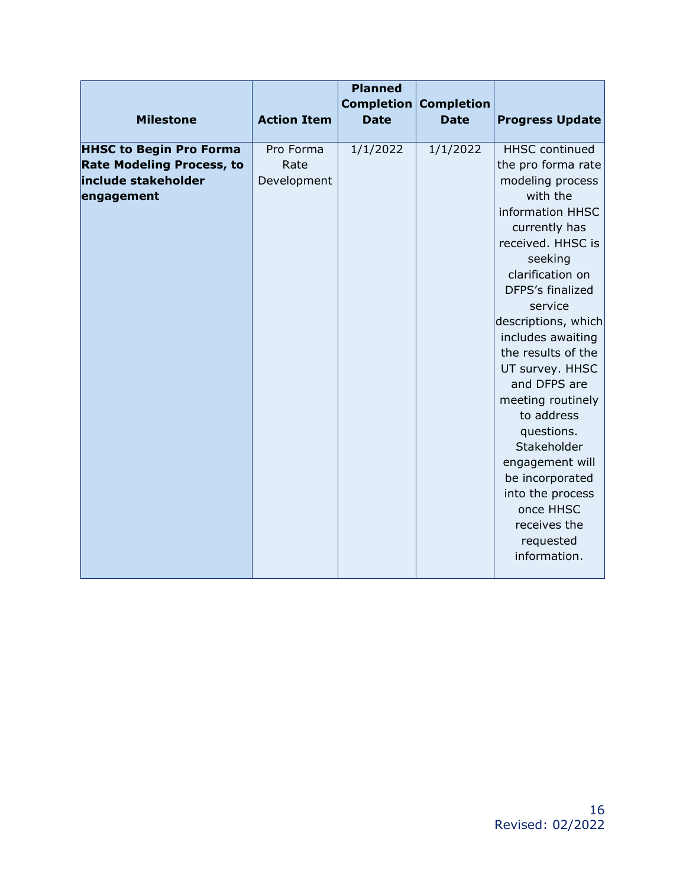| Milestone | Action Item | Planned Completion Date | Completion Date | Progress Update |
|---|---|---|---|---|
| **HHSC to Begin Pro Forma Rate Modeling Process, to include stakeholder engagement** | Pro Forma Rate Development | 1/1/2022 | 1/1/2022 | HHSC continued the pro forma rate modeling process with the information HHSC currently has received. HHSC is seeking clarification on DFPS's finalized service descriptions, which includes awaiting the results of the UT survey. HHSC and DFPS are meeting routinely to address questions. Stakeholder engagement will be incorporated into the process once HHSC receives the requested information. |

Revised: 02/2022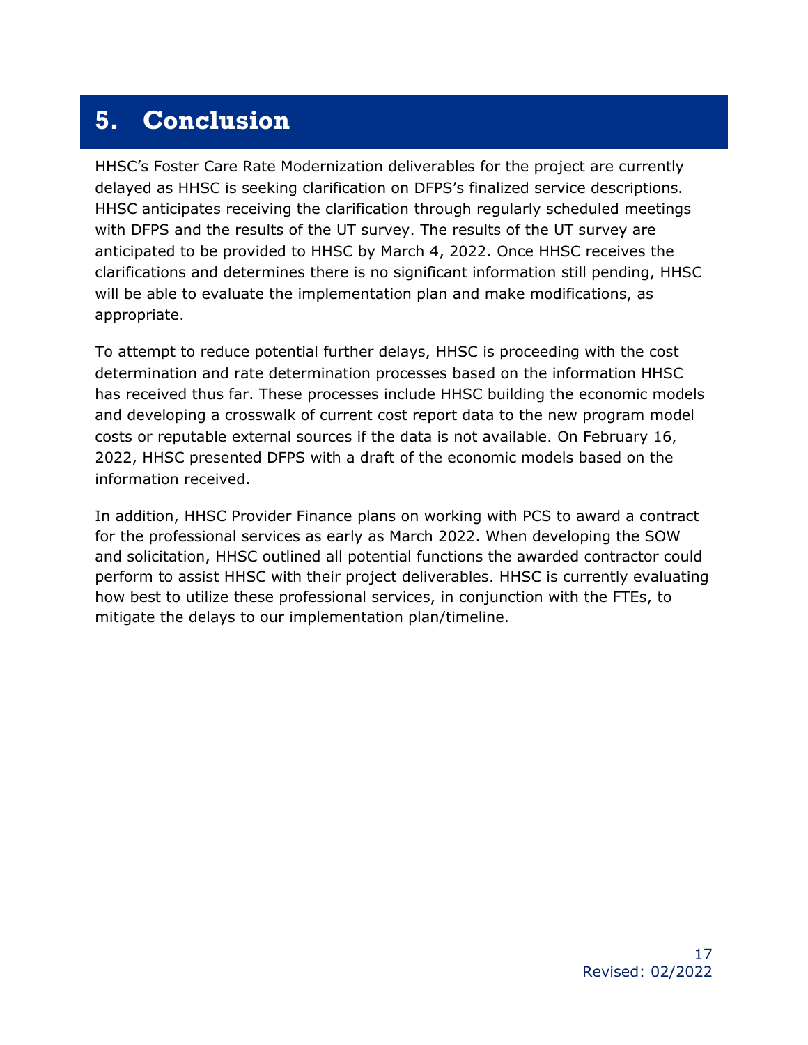# 5. Conclusion

HHSC's Foster Care Rate Modernization deliverables for the project are currently delayed as HHSC is seeking clarification on DFPS's finalized service descriptions. HHSC anticipates receiving the clarification through regularly scheduled meetings with DFPS and the results of the UT survey. The results of the UT survey are anticipated to be provided to HHSC by March 4, 2022. Once HHSC receives the clarifications and determines there is no significant information still pending, HHSC will be able to evaluate the implementation plan and make modifications, as appropriate.

To attempt to reduce potential further delays, HHSC is proceeding with the cost determination and rate determination processes based on the information HHSC has received thus far. These processes include HHSC building the economic models and developing a crosswalk of current cost report data to the new program model costs or reputable external sources if the data is not available. On February 16, 2022, HHSC presented DFPS with a draft of the economic models based on the information received.

In addition, HHSC Provider Finance plans on working with PCS to award a contract for the professional services as early as March 2022. When developing the SOW and solicitation, HHSC outlined all potential functions the awarded contractor could perform to assist HHSC with their project deliverables. HHSC is currently evaluating how best to utilize these professional services, in conjunction with the FTEs, to mitigate the delays to our implementation plan/timeline.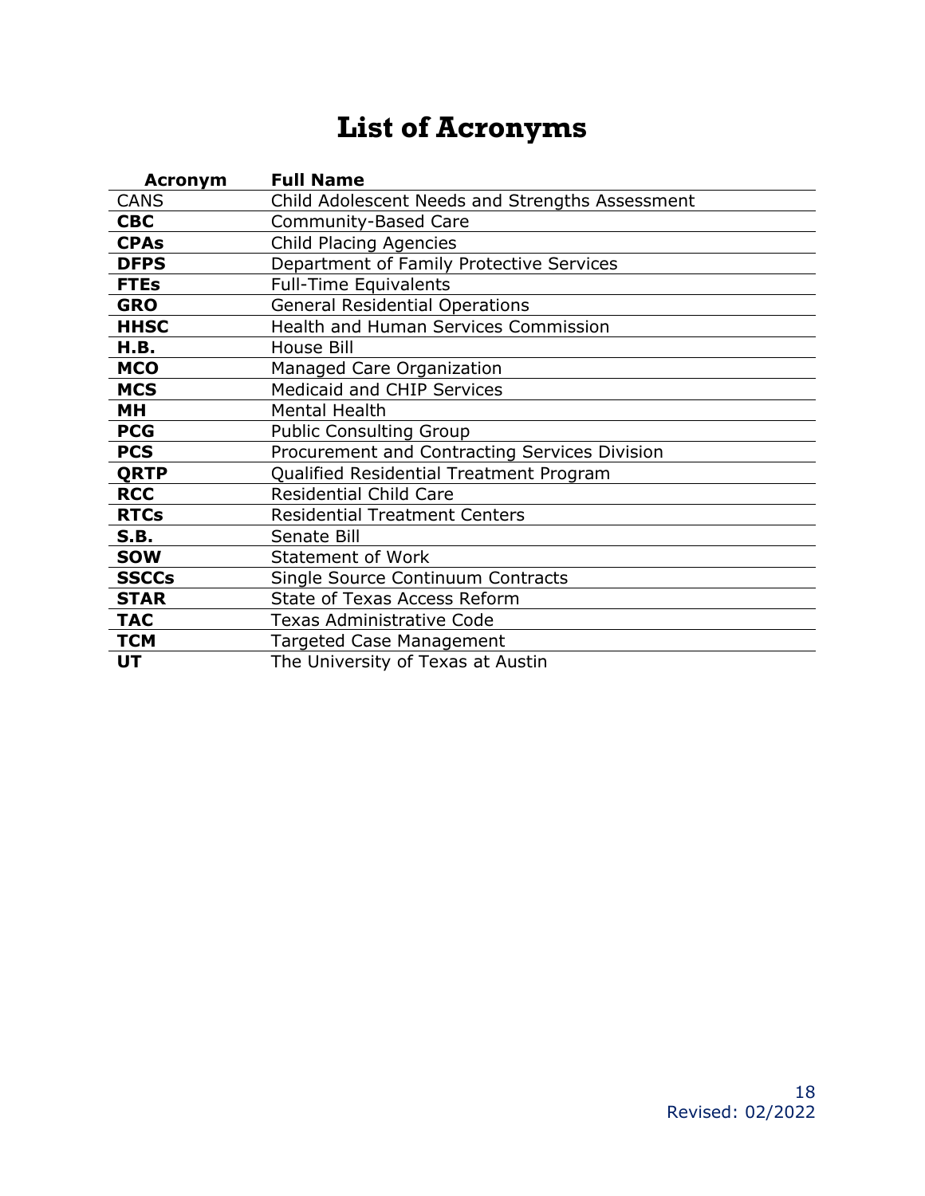# List of Acronyms

| Acronym | Full Name |
|---|---|
| CANS | Child Adolescent Needs and Strengths Assessment |
| **CBC** | Community-Based Care |
| **CPAs** | Child Placing Agencies |
| **DFPS** | Department of Family Protective Services |
| **FTEs** | Full-Time Equivalents |
| **GRO** | General Residential Operations |
| **HHSC** | Health and Human Services Commission |
| **H.B.** | House Bill |
| **MCO** | Managed Care Organization |
| **MCS** | Medicaid and CHIP Services |
| **MH** | Mental Health |
| **PCG** | Public Consulting Group |
| **PCS** | Procurement and Contracting Services Division |
| **QRTP** | Qualified Residential Treatment Program |
| **RCC** | Residential Child Care |
| **RTCs** | Residential Treatment Centers |
| **S.B.** | Senate Bill |
| **SOW** | Statement of Work |
| **SSCCs** | Single Source Continuum Contracts |
| **STAR** | State of Texas Access Reform |
| **TAC** | Texas Administrative Code |
| **TCM** | Targeted Case Management |
| **UT** | The University of Texas at Austin |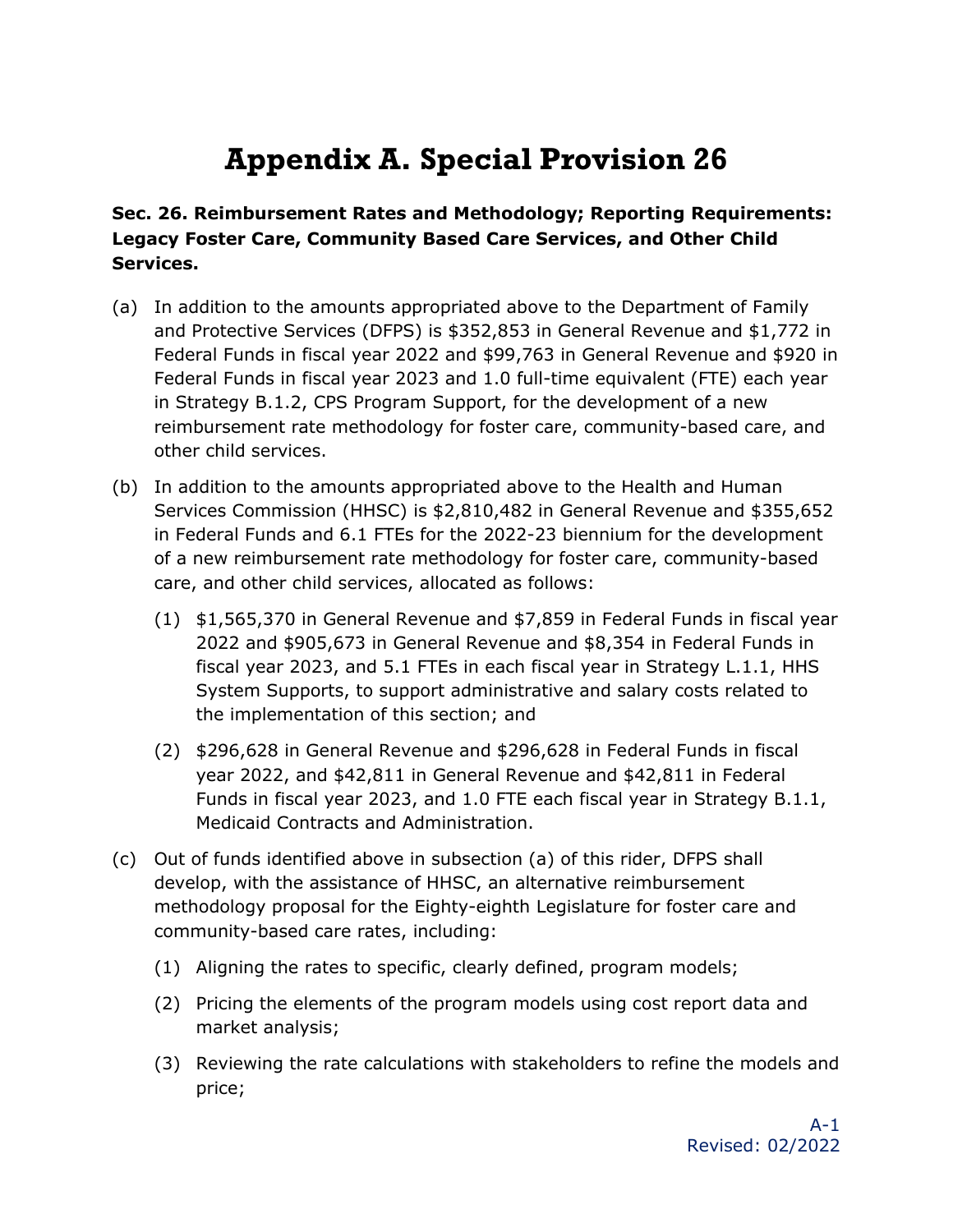# Appendix A. Special Provision 26

**Sec. 26. Reimbursement Rates and Methodology; Reporting Requirements: Legacy Foster Care, Community Based Care Services, and Other Child Services.**

(a) In addition to the amounts appropriated above to the Department of Family and Protective Services (DFPS) is $352,853 in General Revenue and $1,772 in Federal Funds in fiscal year 2022 and $99,763 in General Revenue and $920 in Federal Funds in fiscal year 2023 and 1.0 full-time equivalent (FTE) each year in Strategy B.1.2, CPS Program Support, for the development of a new reimbursement rate methodology for foster care, community-based care, and other child services.

(b) In addition to the amounts appropriated above to the Health and Human Services Commission (HHSC) is $2,810,482 in General Revenue and $355,652 in Federal Funds and 6.1 FTEs for the 2022-23 biennium for the development of a new reimbursement rate methodology for foster care, community-based care, and other child services, allocated as follows:

   (1) $1,565,370 in General Revenue and $7,859 in Federal Funds in fiscal year 2022 and $905,673 in General Revenue and $8,354 in Federal Funds in fiscal year 2023, and 5.1 FTEs in each fiscal year in Strategy L.1.1, HHS System Supports, to support administrative and salary costs related to the implementation of this section; and

   (2) $296,628 in General Revenue and $296,628 in Federal Funds in fiscal year 2022, and $42,811 in General Revenue and $42,811 in Federal Funds in fiscal year 2023, and 1.0 FTE each fiscal year in Strategy B.1.1, Medicaid Contracts and Administration.

(c) Out of funds identified above in subsection (a) of this rider, DFPS shall develop, with the assistance of HHSC, an alternative reimbursement methodology proposal for the Eighty-eighth Legislature for foster care and community-based care rates, including:

   (1) Aligning the rates to specific, clearly defined, program models;

   (2) Pricing the elements of the program models using cost report data and market analysis;

   (3) Reviewing the rate calculations with stakeholders to refine the models and price;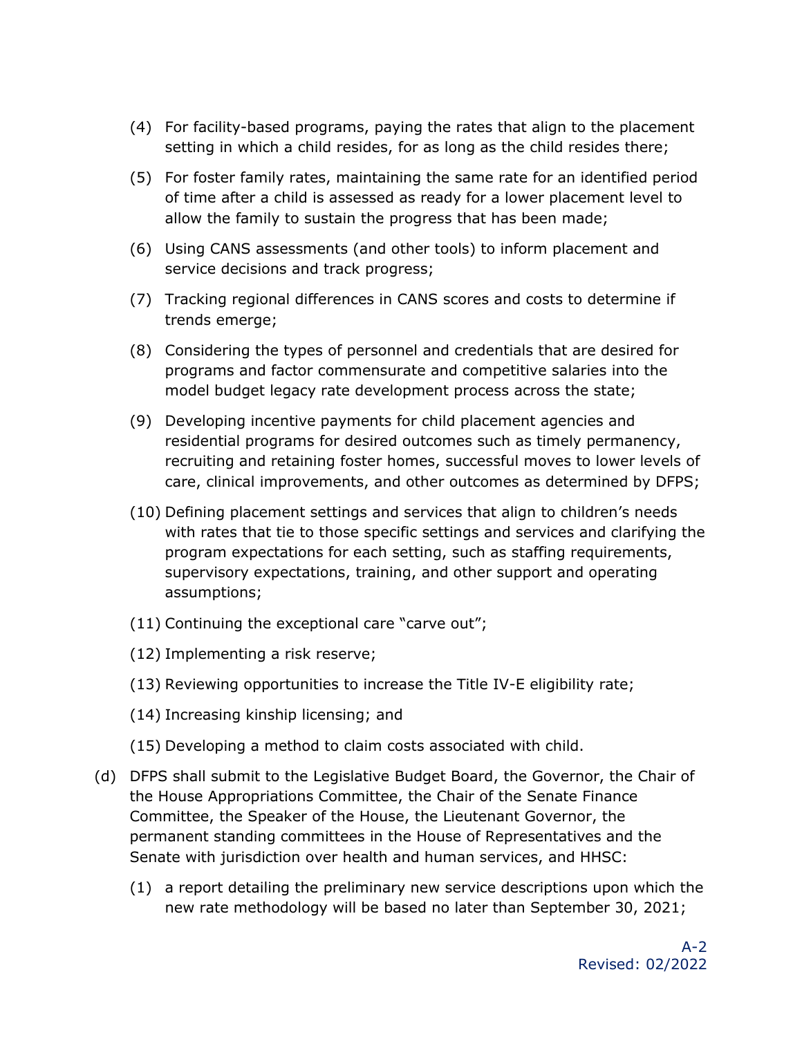(4) For facility-based programs, paying the rates that align to the placement setting in which a child resides, for as long as the child resides there;

(5) For foster family rates, maintaining the same rate for an identified period of time after a child is assessed as ready for a lower placement level to allow the family to sustain the progress that has been made;

(6) Using CANS assessments (and other tools) to inform placement and service decisions and track progress;

(7) Tracking regional differences in CANS scores and costs to determine if trends emerge;

(8) Considering the types of personnel and credentials that are desired for programs and factor commensurate and competitive salaries into the model budget legacy rate development process across the state;

(9) Developing incentive payments for child placement agencies and residential programs for desired outcomes such as timely permanency, recruiting and retaining foster homes, successful moves to lower levels of care, clinical improvements, and other outcomes as determined by DFPS;

(10) Defining placement settings and services that align to children's needs with rates that tie to those specific settings and services and clarifying the program expectations for each setting, such as staffing requirements, supervisory expectations, training, and other support and operating assumptions;

(11) Continuing the exceptional care "carve out";

(12) Implementing a risk reserve;

(13) Reviewing opportunities to increase the Title IV-E eligibility rate;

(14) Increasing kinship licensing; and

(15) Developing a method to claim costs associated with child.

(d) DFPS shall submit to the Legislative Budget Board, the Governor, the Chair of the House Appropriations Committee, the Chair of the Senate Finance Committee, the Speaker of the House, the Lieutenant Governor, the permanent standing committees in the House of Representatives and the Senate with jurisdiction over health and human services, and HHSC:

(1) a report detailing the preliminary new service descriptions upon which the new rate methodology will be based no later than September 30, 2021;

A-2
Revised: 02/2022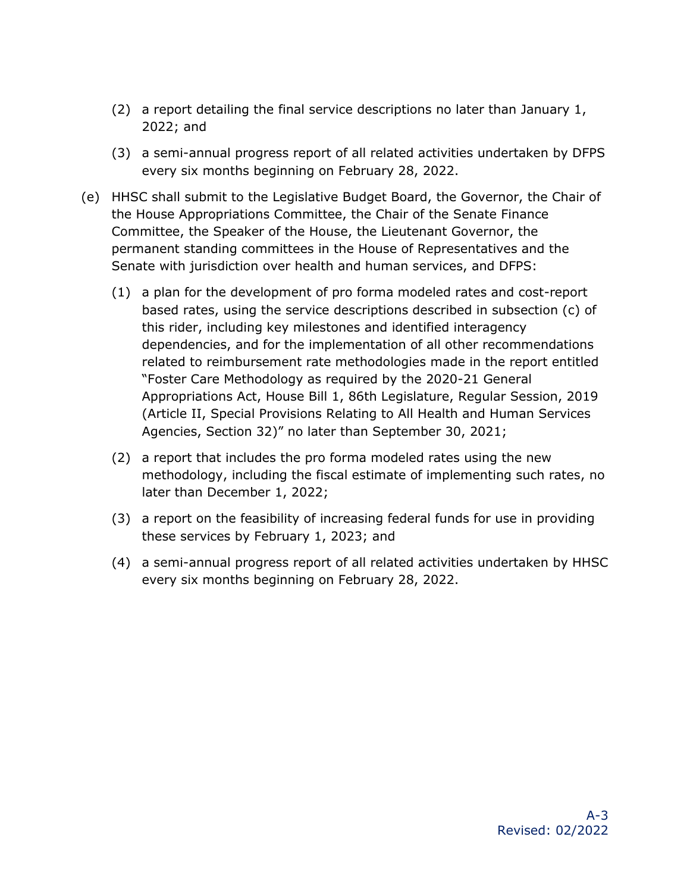(2) a report detailing the final service descriptions no later than January 1, 2022; and

(3) a semi-annual progress report of all related activities undertaken by DFPS every six months beginning on February 28, 2022.

(e) HHSC shall submit to the Legislative Budget Board, the Governor, the Chair of the House Appropriations Committee, the Chair of the Senate Finance Committee, the Speaker of the House, the Lieutenant Governor, the permanent standing committees in the House of Representatives and the Senate with jurisdiction over health and human services, and DFPS:

  (1) a plan for the development of pro forma modeled rates and cost-report based rates, using the service descriptions described in subsection (c) of this rider, including key milestones and identified interagency dependencies, and for the implementation of all other recommendations related to reimbursement rate methodologies made in the report entitled "Foster Care Methodology as required by the 2020-21 General Appropriations Act, House Bill 1, 86th Legislature, Regular Session, 2019 (Article II, Special Provisions Relating to All Health and Human Services Agencies, Section 32)" no later than September 30, 2021;

  (2) a report that includes the pro forma modeled rates using the new methodology, including the fiscal estimate of implementing such rates, no later than December 1, 2022;

  (3) a report on the feasibility of increasing federal funds for use in providing these services by February 1, 2023; and

  (4) a semi-annual progress report of all related activities undertaken by HHSC every six months beginning on February 28, 2022.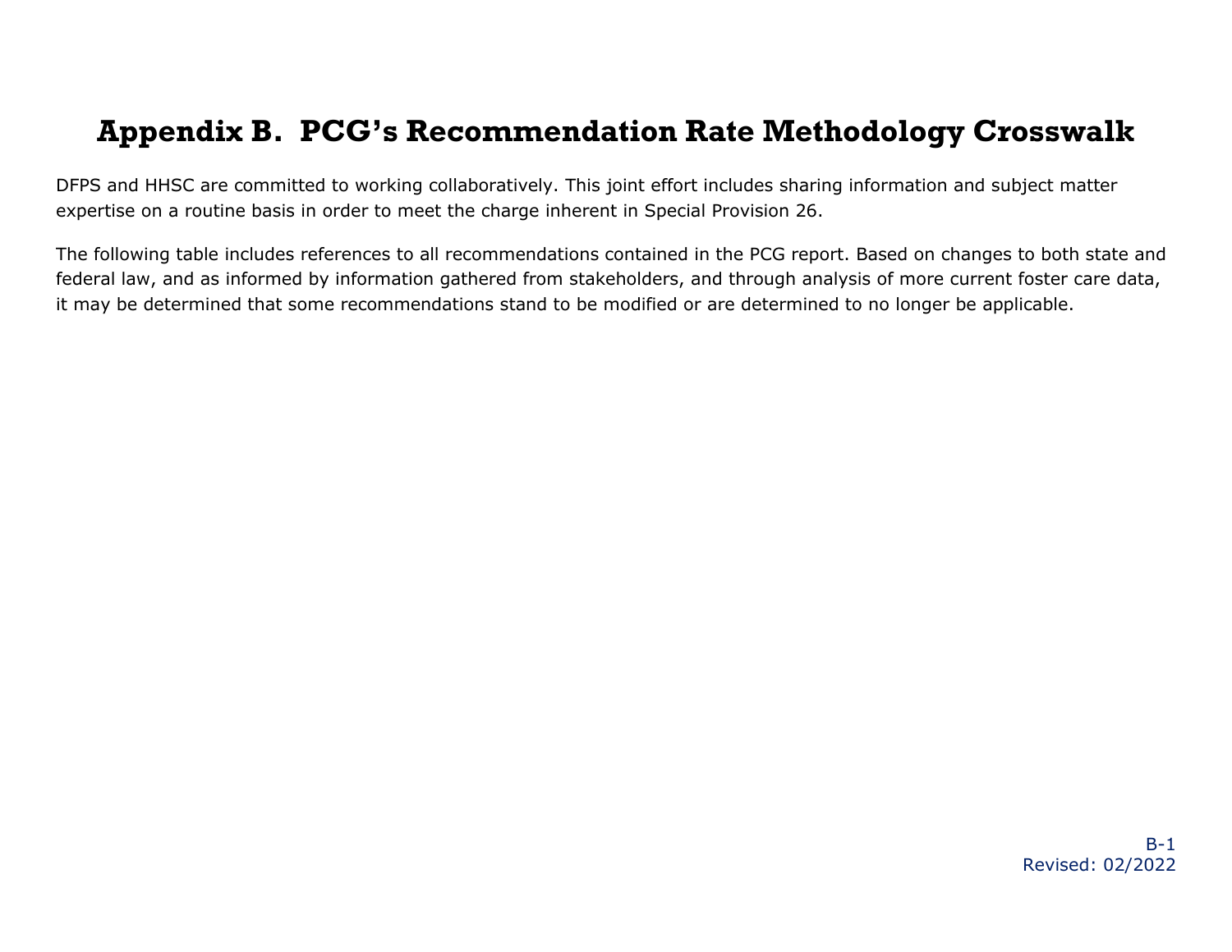# Appendix B. PCG's Recommendation Rate Methodology Crosswalk

DFPS and HHSC are committed to working collaboratively. This joint effort includes sharing information and subject matter expertise on a routine basis in order to meet the charge inherent in Special Provision 26.

The following table includes references to all recommendations contained in the PCG report. Based on changes to both state and federal law, and as informed by information gathered from stakeholders, and through analysis of more current foster care data, it may be determined that some recommendations stand to be modified or are determined to no longer be applicable.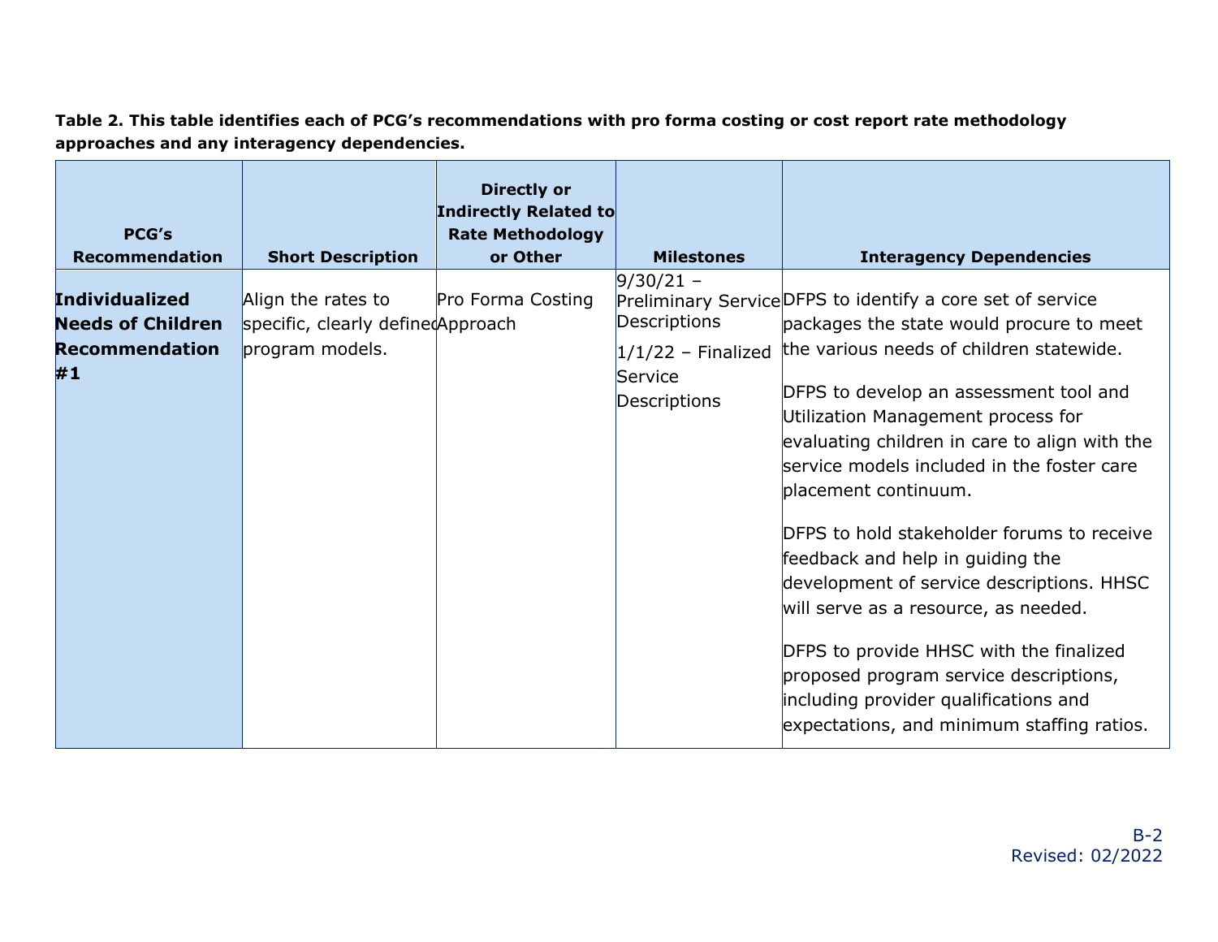**Table 2. This table identifies each of PCG's recommendations with pro forma costing or cost report rate methodology approaches and any interagency dependencies.**

| PCG's Recommendation | Short Description | Directly or Indirectly Related to Rate Methodology or Other | Milestones | Interagency Dependencies |
|---|---|---|---|---|
| **Individualized Needs of Children Recommendation #1** | Align the rates to specific, clearly defined program models. | Pro Forma Costing Approach | 9/30/21 – Preliminary Service Descriptions<br><br>1/1/22 – Finalized Service Descriptions | DFPS to identify a core set of service packages the state would procure to meet the various needs of children statewide.<br><br>DFPS to develop an assessment tool and Utilization Management process for evaluating children in care to align with the service models included in the foster care placement continuum.<br><br>DFPS to hold stakeholder forums to receive feedback and help in guiding the development of service descriptions. HHSC will serve as a resource, as needed.<br><br>DFPS to provide HHSC with the finalized proposed program service descriptions, including provider qualifications and expectations, and minimum staffing ratios. |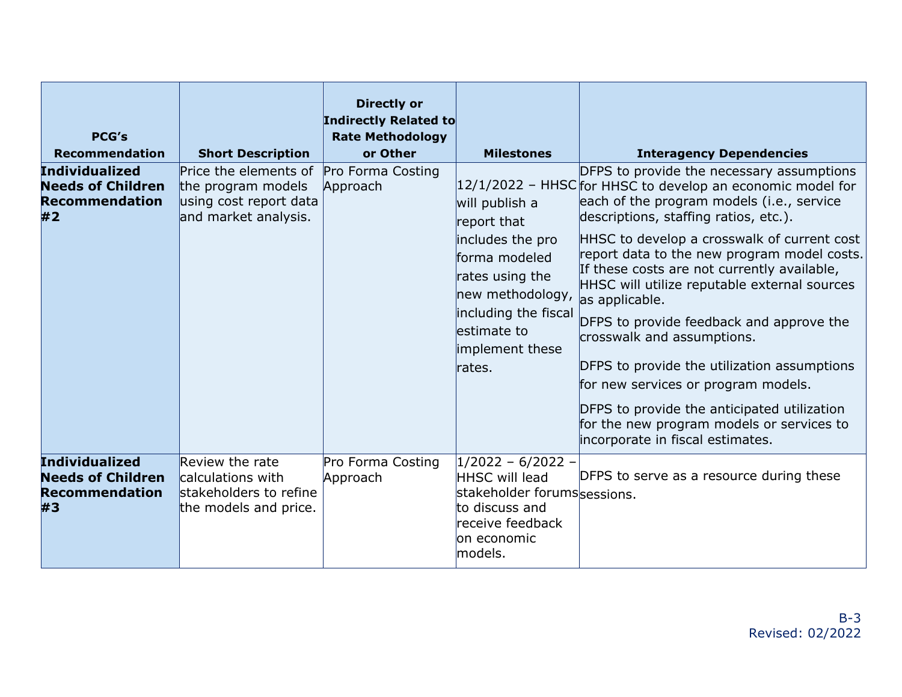| PCG's Recommendation | Short Description | Directly or Indirectly Related to Rate Methodology or Other | Milestones | Interagency Dependencies |
| --- | --- | --- | --- | --- |
| **Individualized Needs of Children Recommendation #2** | Price the elements of the program models using cost report data and market analysis. | Pro Forma Costing Approach | 12/1/2022 – HHSC will publish a report that includes the pro forma modeled rates using the new methodology, including the fiscal estimate to implement these rates. | DFPS to provide the necessary assumptions for HHSC to develop an economic model for each of the program models (i.e., service descriptions, staffing ratios, etc.).<br><br>HHSC to develop a crosswalk of current cost report data to the new program model costs. If these costs are not currently available, HHSC will utilize reputable external sources as applicable.<br><br>DFPS to provide feedback and approve the crosswalk and assumptions.<br><br>DFPS to provide the utilization assumptions for new services or program models.<br><br>DFPS to provide the anticipated utilization for the new program models or services to incorporate in fiscal estimates. |
| **Individualized Needs of Children Recommendation #3** | Review the rate calculations with stakeholders to refine the models and price. | Pro Forma Costing Approach | 1/2022 – 6/2022 – HHSC will lead stakeholder forums to discuss and receive feedback on economic models. | DFPS to serve as a resource during these sessions. |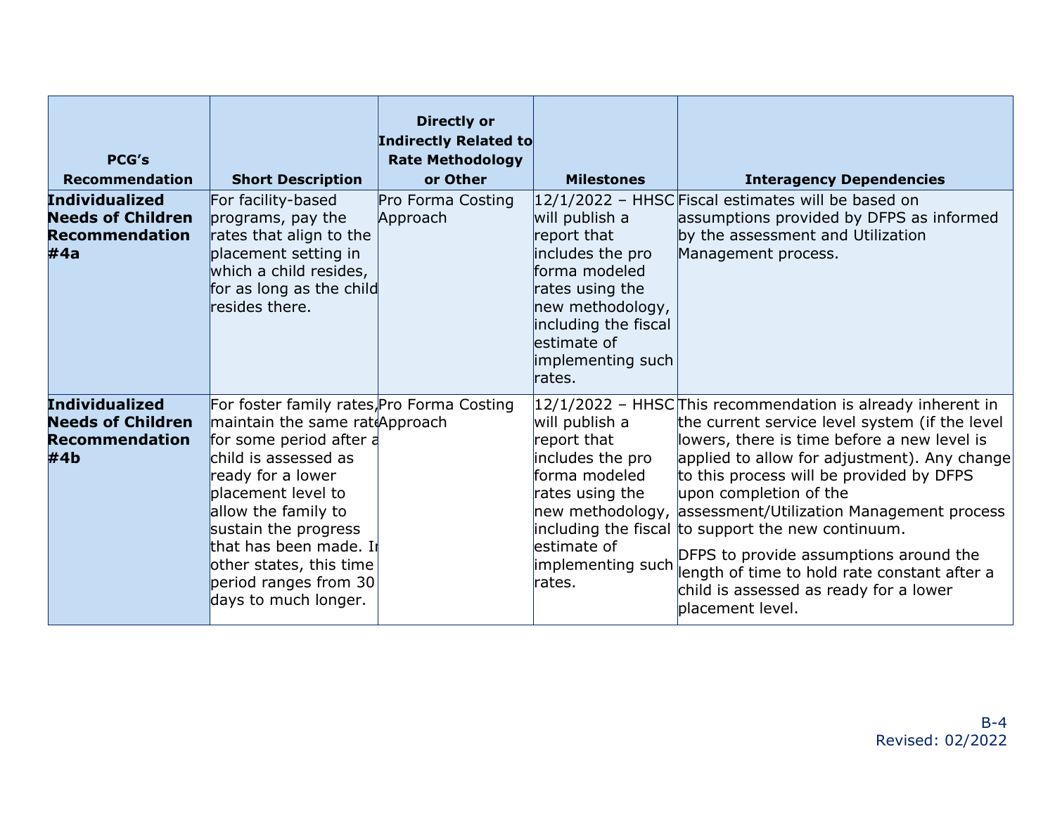| PCG's Recommendation | Short Description | Directly or Indirectly Related to Rate Methodology or Other | Milestones | Interagency Dependencies |
|---|---|---|---|---|
| **Individualized Needs of Children Recommendation #4a** | For facility-based programs, pay the rates that align to the placement setting in which a child resides, for as long as the child resides there. | Pro Forma Costing Approach | 12/1/2022 – HHSC will publish a report that includes the pro forma modeled rates using the new methodology, including the fiscal estimate of implementing such rates. | Fiscal estimates will be based on assumptions provided by DFPS as informed by the assessment and Utilization Management process. |
| **Individualized Needs of Children Recommendation #4b** | For foster family rates, maintain the same rate for some period after a child is assessed as ready for a lower placement level to allow the family to sustain the progress that has been made. In other states, this time period ranges from 30 days to much longer. | Pro Forma Costing Approach | 12/1/2022 – HHSC will publish a report that includes the pro forma modeled rates using the new methodology, including the fiscal estimate of implementing such rates. | This recommendation is already inherent in the current service level system (if the level lowers, there is time before a new level is applied to allow for adjustment). Any change to this process will be provided by DFPS upon completion of the assessment/Utilization Management process to support the new continuum.<br><br>DFPS to provide assumptions around the length of time to hold rate constant after a child is assessed as ready for a lower placement level. |

B-4
Revised: 02/2022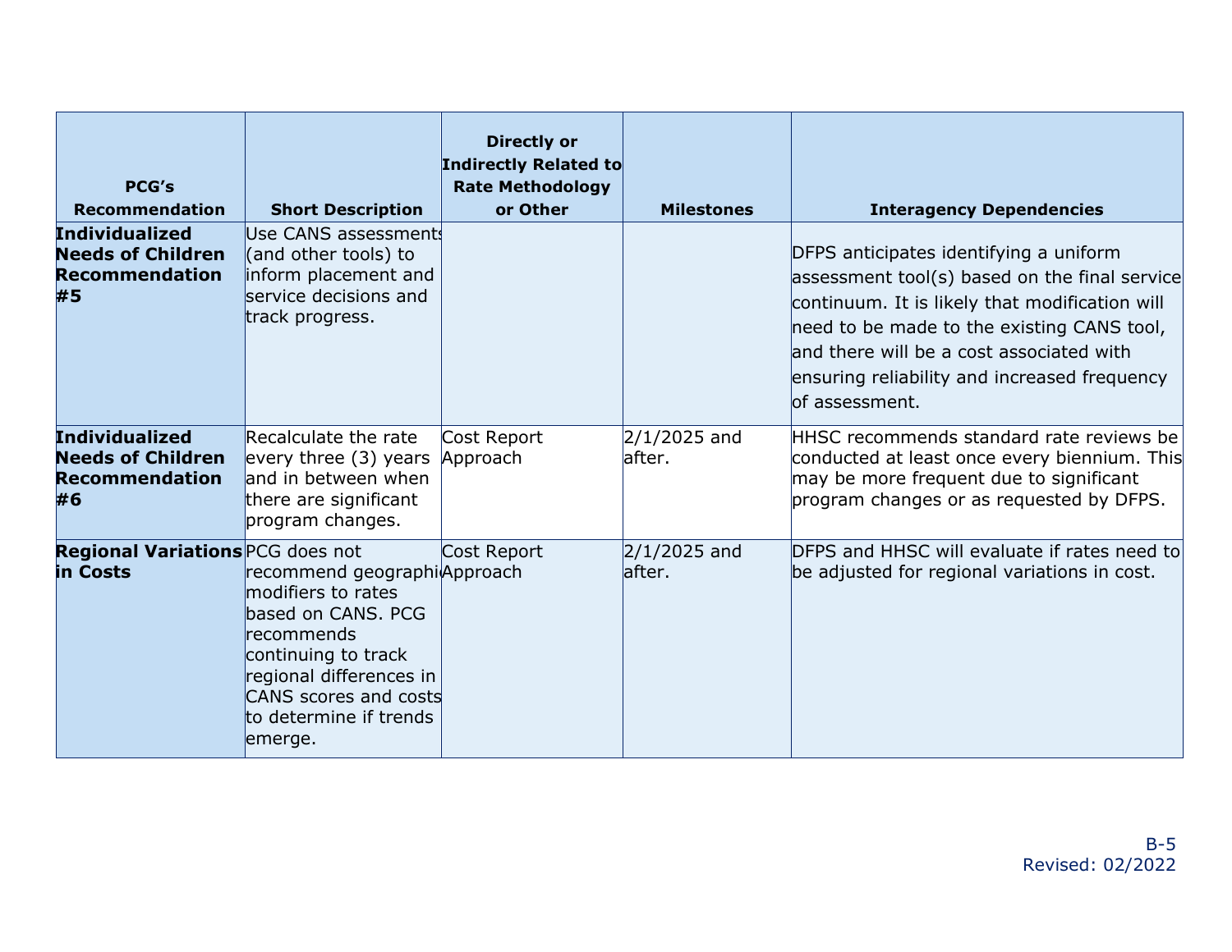| PCG's Recommendation | Short Description | Directly or Indirectly Related to Rate Methodology or Other | Milestones | Interagency Dependencies |
|---|---|---|---|---|
| **Individualized Needs of Children Recommendation #5** | Use CANS assessments (and other tools) to inform placement and service decisions and track progress. | | | DFPS anticipates identifying a uniform assessment tool(s) based on the final service continuum. It is likely that modification will need to be made to the existing CANS tool, and there will be a cost associated with ensuring reliability and increased frequency of assessment. |
| **Individualized Needs of Children Recommendation #6** | Recalculate the rate every three (3) years and in between when there are significant program changes. | Cost Report Approach | 2/1/2025 and after. | HHSC recommends standard rate reviews be conducted at least once every biennium. This may be more frequent due to significant program changes or as requested by DFPS. |
| **Regional Variations in Costs** | PCG does not recommend geographic modifiers to rates based on CANS. PCG recommends continuing to track regional differences in CANS scores and costs to determine if trends emerge. | Cost Report Approach | 2/1/2025 and after. | DFPS and HHSC will evaluate if rates need to be adjusted for regional variations in cost. |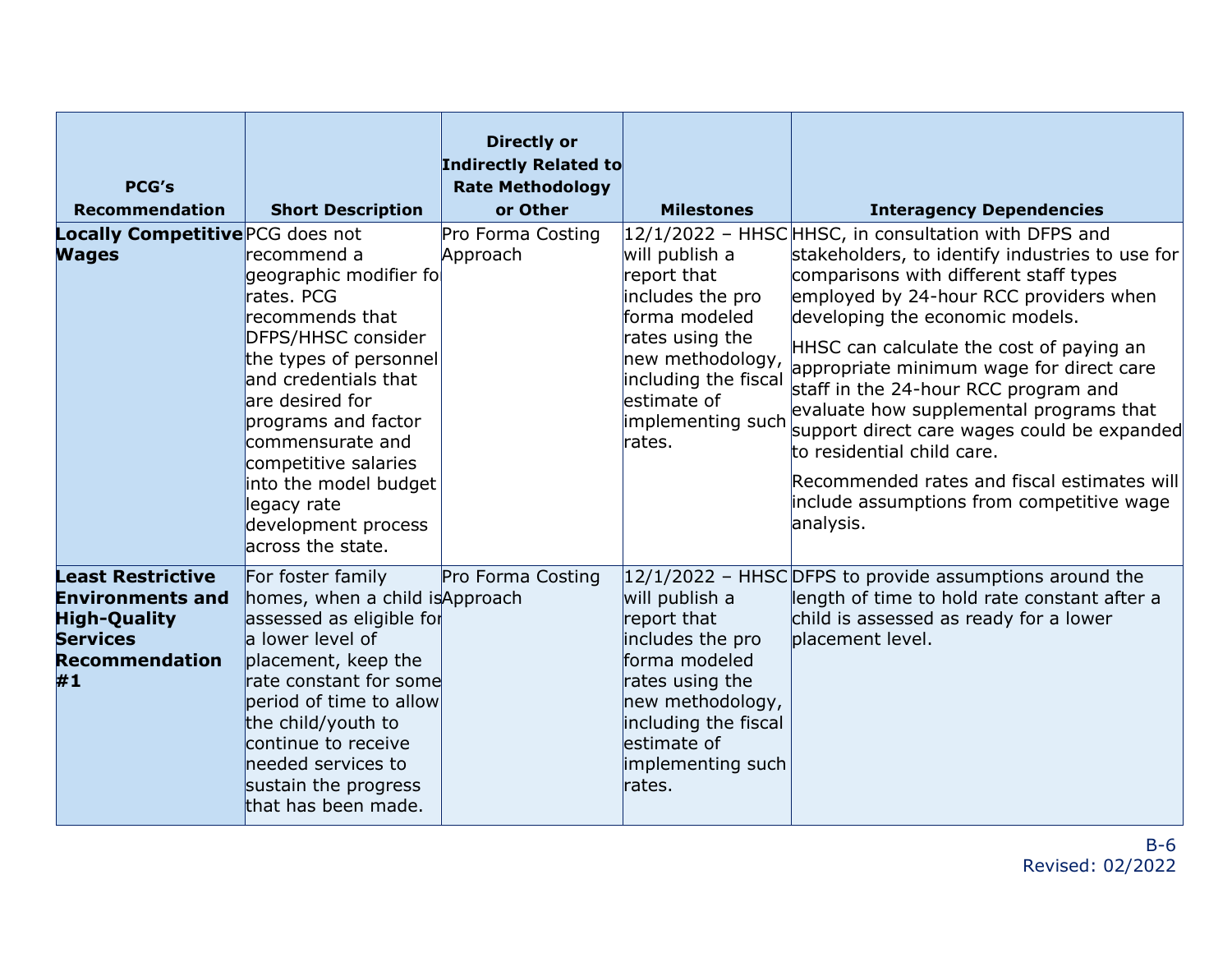| PCG's Recommendation | Short Description | Directly or Indirectly Related to Rate Methodology or Other | Milestones | Interagency Dependencies |
|---|---|---|---|---|
| **Locally Competitive Wages** | PCG does not recommend a geographic modifier for rates. PCG recommends that DFPS/HHSC consider the types of personnel and credentials that are desired for programs and factor commensurate and competitive salaries into the model budget legacy rate development process across the state. | Pro Forma Costing Approach | 12/1/2022 – HHSC will publish a report that includes the pro forma modeled rates using the new methodology, including the fiscal estimate of implementing such rates. | HHSC, in consultation with DFPS and stakeholders, to identify industries to use for comparisons with different staff types employed by 24-hour RCC providers when developing the economic models.<br><br>HHSC can calculate the cost of paying an appropriate minimum wage for direct care staff in the 24-hour RCC program and evaluate how supplemental programs that support direct care wages could be expanded to residential child care.<br><br>Recommended rates and fiscal estimates will include assumptions from competitive wage analysis. |
| **Least Restrictive Environments and High-Quality Services Recommendation #1** | For foster family homes, when a child is assessed as eligible for a lower level of placement, keep the rate constant for some period of time to allow the child/youth to continue to receive needed services to sustain the progress that has been made. | Pro Forma Costing Approach | 12/1/2022 – HHSC will publish a report that includes the pro forma modeled rates using the new methodology, including the fiscal estimate of implementing such rates. | DFPS to provide assumptions around the length of time to hold rate constant after a child is assessed as ready for a lower placement level. |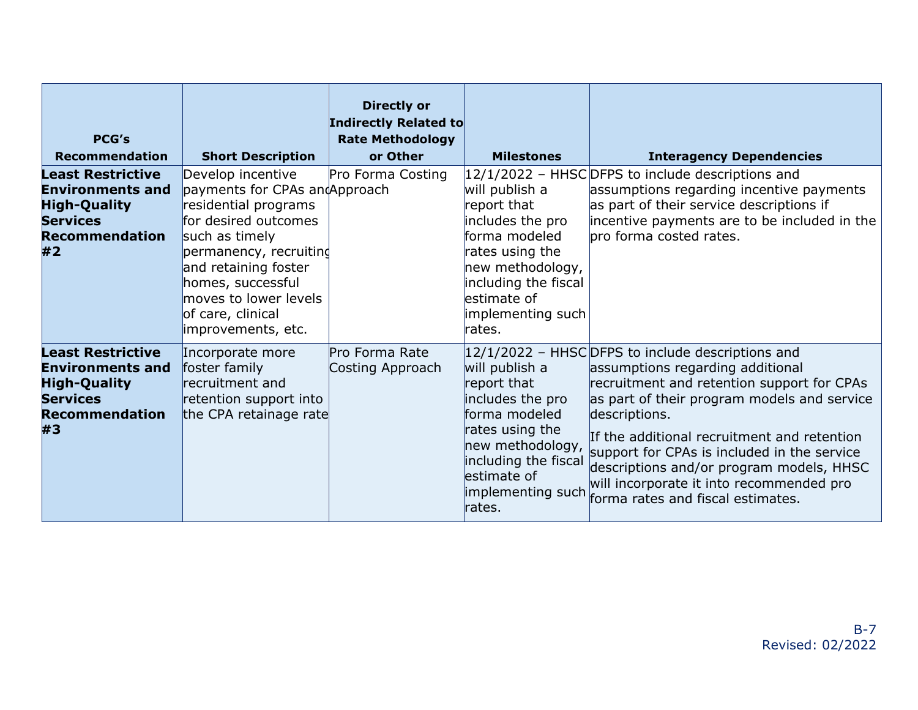| PCG's Recommendation | Short Description | Directly or Indirectly Related to Rate Methodology or Other | Milestones | Interagency Dependencies |
|---|---|---|---|---|
| **Least Restrictive Environments and High-Quality Services Recommendation #2** | Develop incentive payments for CPAs and residential programs for desired outcomes such as timely permanency, recruiting and retaining foster homes, successful moves to lower levels of care, clinical improvements, etc. | Pro Forma Costing Approach | 12/1/2022 – HHSC will publish a report that includes the pro forma modeled rates using the new methodology, including the fiscal estimate of implementing such rates. | DFPS to include descriptions and assumptions regarding incentive payments as part of their service descriptions if incentive payments are to be included in the pro forma costed rates. |
| **Least Restrictive Environments and High-Quality Services Recommendation #3** | Incorporate more foster family recruitment and retention support into the CPA retainage rate | Pro Forma Rate Costing Approach | 12/1/2022 – HHSC will publish a report that includes the pro forma modeled rates using the new methodology, including the fiscal estimate of implementing such rates. | DFPS to include descriptions and assumptions regarding additional recruitment and retention support for CPAs as part of their program models and service descriptions. If the additional recruitment and retention support for CPAs is included in the service descriptions and/or program models, HHSC will incorporate it into recommended pro forma rates and fiscal estimates. |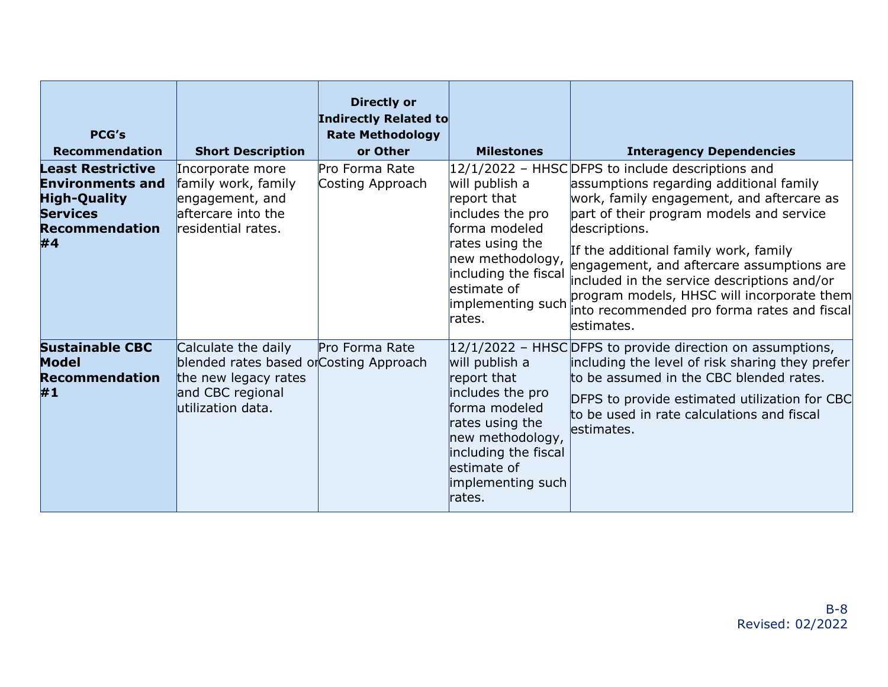| PCG's Recommendation | Short Description | Directly or Indirectly Related to Rate Methodology or Other | Milestones | Interagency Dependencies |
|---|---|---|---|---|
| **Least Restrictive Environments and High-Quality Services Recommendation #4** | Incorporate more family work, family engagement, and aftercare into the residential rates. | Pro Forma Rate Costing Approach | 12/1/2022 – HHSC will publish a report that includes the pro forma modeled rates using the new methodology, including the fiscal estimate of implementing such rates. | DFPS to include descriptions and assumptions regarding additional family work, family engagement, and aftercare as part of their program models and service descriptions.<br><br>If the additional family work, family engagement, and aftercare assumptions are included in the service descriptions and/or program models, HHSC will incorporate them into recommended pro forma rates and fiscal estimates. |
| **Sustainable CBC Model Recommendation #1** | Calculate the daily blended rates based on the new legacy rates and CBC regional utilization data. | Pro Forma Rate Costing Approach | 12/1/2022 – HHSC will publish a report that includes the pro forma modeled rates using the new methodology, including the fiscal estimate of implementing such rates. | DFPS to provide direction on assumptions, including the level of risk sharing they prefer to be assumed in the CBC blended rates.<br><br>DFPS to provide estimated utilization for CBC to be used in rate calculations and fiscal estimates. |

B-8
Revised: 02/2022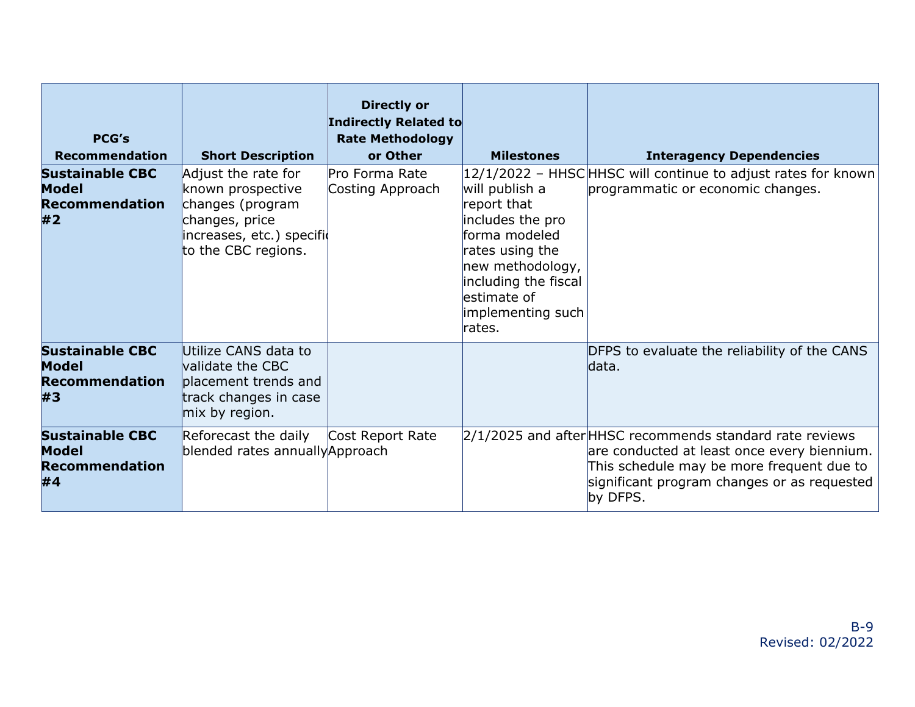| PCG's Recommendation | Short Description | Directly or Indirectly Related to Rate Methodology or Other | Milestones | Interagency Dependencies |
|---|---|---|---|---|
| **Sustainable CBC Model Recommendation #2** | Adjust the rate for known prospective changes (program changes, price increases, etc.) specific to the CBC regions. | Pro Forma Rate Costing Approach | 12/1/2022 – HHSC will publish a report that includes the pro forma modeled rates using the new methodology, including the fiscal estimate of implementing such rates. | HHSC will continue to adjust rates for known programmatic or economic changes. |
| **Sustainable CBC Model Recommendation #3** | Utilize CANS data to validate the CBC placement trends and track changes in case mix by region. | | | DFPS to evaluate the reliability of the CANS data. |
| **Sustainable CBC Model Recommendation #4** | Reforecast the daily blended rates annually | Cost Report Rate Approach | 2/1/2025 and after | HHSC recommends standard rate reviews are conducted at least once every biennium. This schedule may be more frequent due to significant program changes or as requested by DFPS. |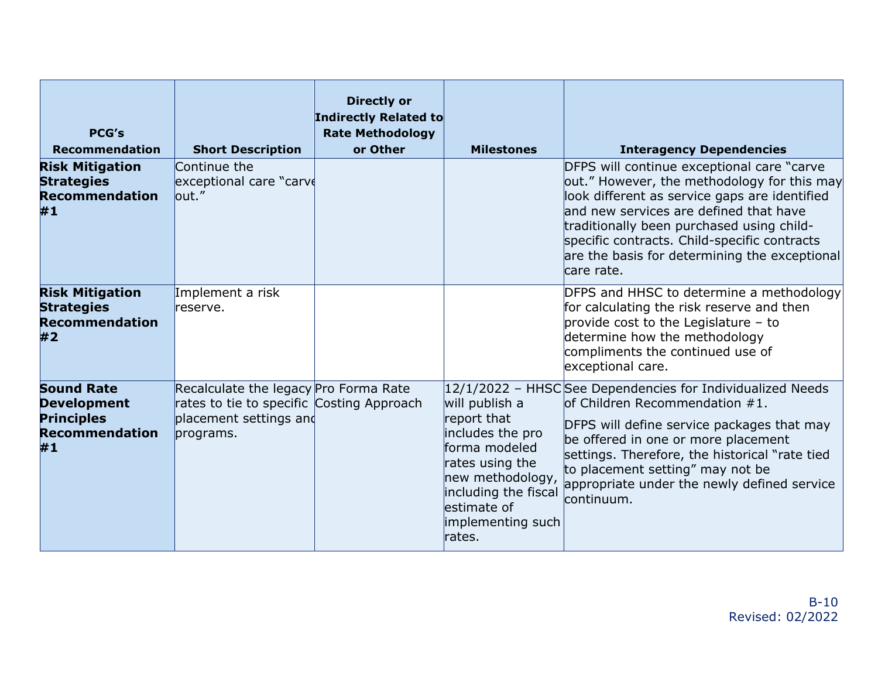| PCG's Recommendation | Short Description | Directly or Indirectly Related to Rate Methodology or Other | Milestones | Interagency Dependencies |
|---|---|---|---|---|
| **Risk Mitigation Strategies Recommendation #1** | Continue the exceptional care "carve out." | | | DFPS will continue exceptional care "carve out." However, the methodology for this may look different as service gaps are identified and new services are defined that have traditionally been purchased using child-specific contracts. Child-specific contracts are the basis for determining the exceptional care rate. |
| **Risk Mitigation Strategies Recommendation #2** | Implement a risk reserve. | | | DFPS and HHSC to determine a methodology for calculating the risk reserve and then provide cost to the Legislature – to determine how the methodology compliments the continued use of exceptional care. |
| **Sound Rate Development Principles Recommendation #1** | Recalculate the legacy rates to tie to specific placement settings and programs. | Pro Forma Rate Costing Approach | 12/1/2022 – HHSC will publish a report that includes the pro forma modeled rates using the new methodology, including the fiscal estimate of implementing such rates. | See Dependencies for Individualized Needs of Children Recommendation #1.<br><br>DFPS will define service packages that may be offered in one or more placement settings. Therefore, the historical "rate tied to placement setting" may not be appropriate under the newly defined service continuum. |

B-10
Revised: 02/2022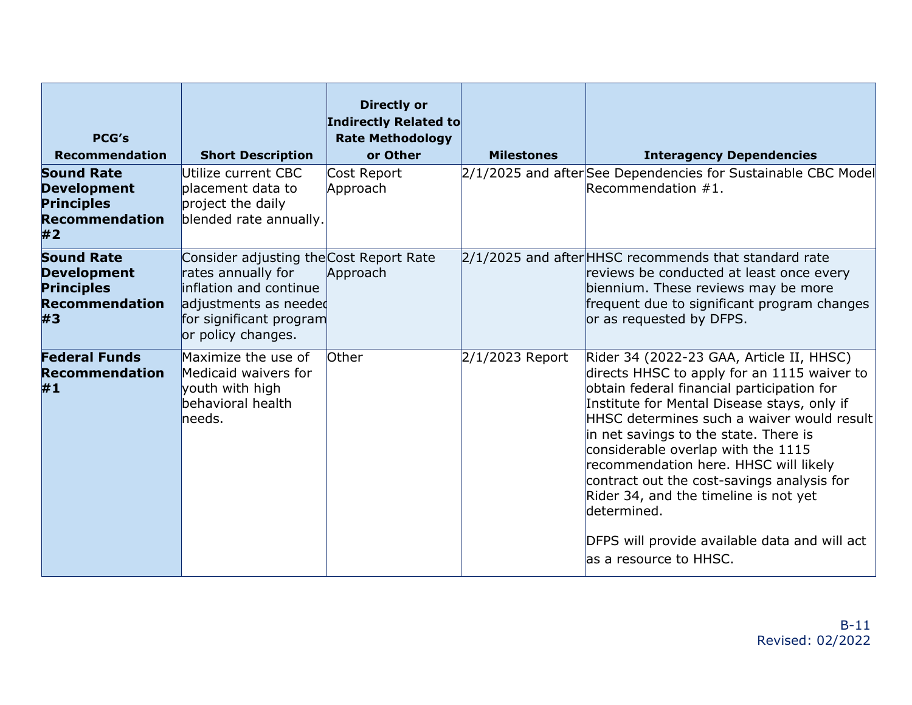| PCG's Recommendation | Short Description | Directly or Indirectly Related to Rate Methodology or Other | Milestones | Interagency Dependencies |
|---|---|---|---|---|
| **Sound Rate Development Principles Recommendation #2** | Utilize current CBC placement data to project the daily blended rate annually. | Cost Report Approach | 2/1/2025 and after | See Dependencies for Sustainable CBC Model Recommendation #1. |
| **Sound Rate Development Principles Recommendation #3** | Consider adjusting the rates annually for inflation and continue adjustments as needed for significant program or policy changes. | Cost Report Rate Approach | 2/1/2025 and after | HHSC recommends that standard rate reviews be conducted at least once every biennium. These reviews may be more frequent due to significant program changes or as requested by DFPS. |
| **Federal Funds Recommendation #1** | Maximize the use of Medicaid waivers for youth with high behavioral health needs. | Other | 2/1/2023 Report | Rider 34 (2022-23 GAA, Article II, HHSC) directs HHSC to apply for an 1115 waiver to obtain federal financial participation for Institute for Mental Disease stays, only if HHSC determines such a waiver would result in net savings to the state. There is considerable overlap with the 1115 recommendation here. HHSC will likely contract out the cost-savings analysis for Rider 34, and the timeline is not yet determined.<br><br>DFPS will provide available data and will act as a resource to HHSC. |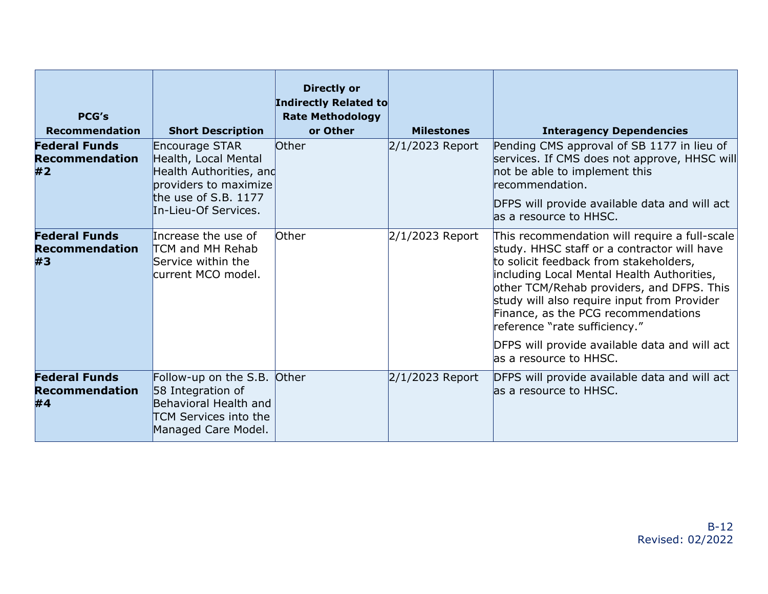| PCG's Recommendation | Short Description | Directly or Indirectly Related to Rate Methodology or Other | Milestones | Interagency Dependencies |
|---|---|---|---|---|
| **Federal Funds Recommendation #2** | Encourage STAR Health, Local Mental Health Authorities, and providers to maximize the use of S.B. 1177 In-Lieu-Of Services. | Other | 2/1/2023 Report | Pending CMS approval of SB 1177 in lieu of services. If CMS does not approve, HHSC will not be able to implement this recommendation.<br><br>DFPS will provide available data and will act as a resource to HHSC. |
| **Federal Funds Recommendation #3** | Increase the use of TCM and MH Rehab Service within the current MCO model. | Other | 2/1/2023 Report | This recommendation will require a full-scale study. HHSC staff or a contractor will have to solicit feedback from stakeholders, including Local Mental Health Authorities, other TCM/Rehab providers, and DFPS. This study will also require input from Provider Finance, as the PCG recommendations reference "rate sufficiency."<br><br>DFPS will provide available data and will act as a resource to HHSC. |
| **Federal Funds Recommendation #4** | Follow-up on the S.B. 58 Integration of Behavioral Health and TCM Services into the Managed Care Model. | Other | 2/1/2023 Report | DFPS will provide available data and will act as a resource to HHSC. |

B-12
Revised: 02/2022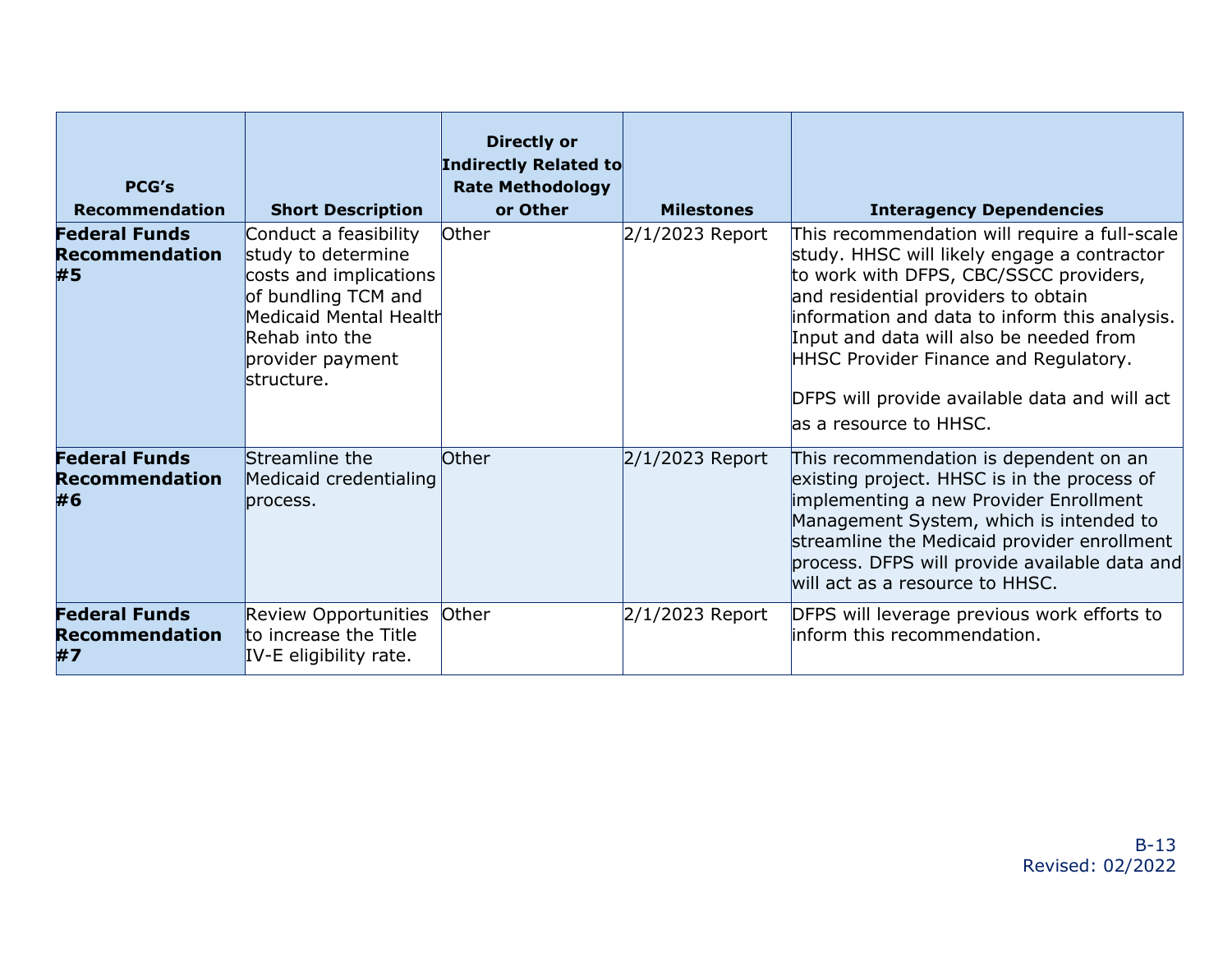| PCG's Recommendation | Short Description | Directly or Indirectly Related to Rate Methodology or Other | Milestones | Interagency Dependencies |
|---|---|---|---|---|
| **Federal Funds Recommendation #5** | Conduct a feasibility study to determine costs and implications of bundling TCM and Medicaid Mental Health Rehab into the provider payment structure. | Other | 2/1/2023 Report | This recommendation will require a full-scale study. HHSC will likely engage a contractor to work with DFPS, CBC/SSCC providers, and residential providers to obtain information and data to inform this analysis. Input and data will also be needed from HHSC Provider Finance and Regulatory.<br><br>DFPS will provide available data and will act as a resource to HHSC. |
| **Federal Funds Recommendation #6** | Streamline the Medicaid credentialing process. | Other | 2/1/2023 Report | This recommendation is dependent on an existing project. HHSC is in the process of implementing a new Provider Enrollment Management System, which is intended to streamline the Medicaid provider enrollment process. DFPS will provide available data and will act as a resource to HHSC. |
| **Federal Funds Recommendation #7** | Review Opportunities to increase the Title IV-E eligibility rate. | Other | 2/1/2023 Report | DFPS will leverage previous work efforts to inform this recommendation. |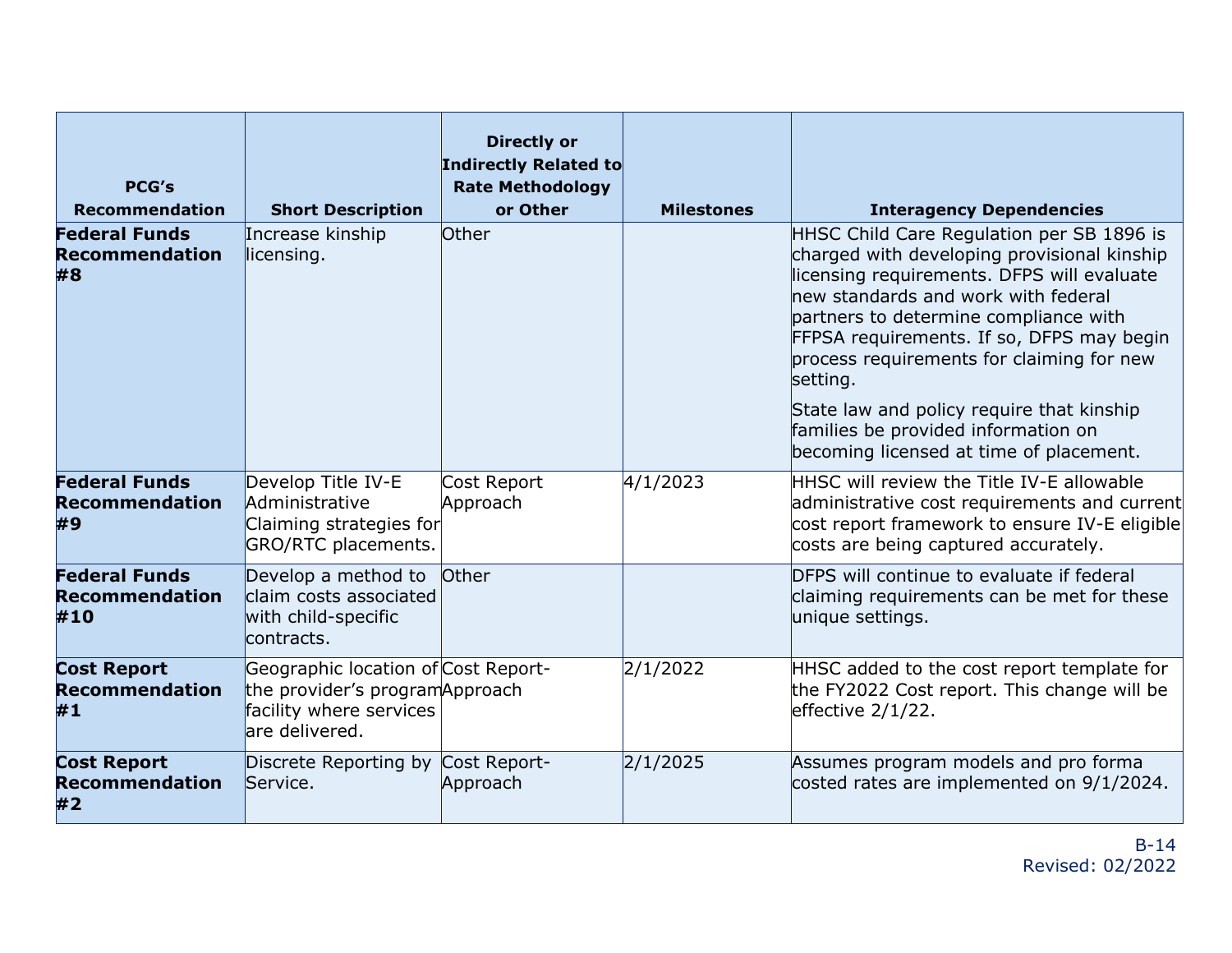| PCG's Recommendation | Short Description | Directly or Indirectly Related to Rate Methodology or Other | Milestones | Interagency Dependencies |
|---|---|---|---|---|
| **Federal Funds Recommendation #8** | Increase kinship licensing. | Other | | HHSC Child Care Regulation per SB 1896 is charged with developing provisional kinship licensing requirements. DFPS will evaluate new standards and work with federal partners to determine compliance with FFPSA requirements. If so, DFPS may begin process requirements for claiming for new setting.<br><br>State law and policy require that kinship families be provided information on becoming licensed at time of placement. |
| **Federal Funds Recommendation #9** | Develop Title IV-E Administrative Claiming strategies for GRO/RTC placements. | Cost Report Approach | 4/1/2023 | HHSC will review the Title IV-E allowable administrative cost requirements and current cost report framework to ensure IV-E eligible costs are being captured accurately. |
| **Federal Funds Recommendation #10** | Develop a method to claim costs associated with child-specific contracts. | Other | | DFPS will continue to evaluate if federal claiming requirements can be met for these unique settings. |
| **Cost Report Recommendation #1** | Geographic location of the provider's program facility where services are delivered. | Cost Report-Approach | 2/1/2022 | HHSC added to the cost report template for the FY2022 Cost report. This change will be effective 2/1/22. |
| **Cost Report Recommendation #2** | Discrete Reporting by Service. | Cost Report-Approach | 2/1/2025 | Assumes program models and pro forma costed rates are implemented on 9/1/2024. |

B-14
Revised: 02/2022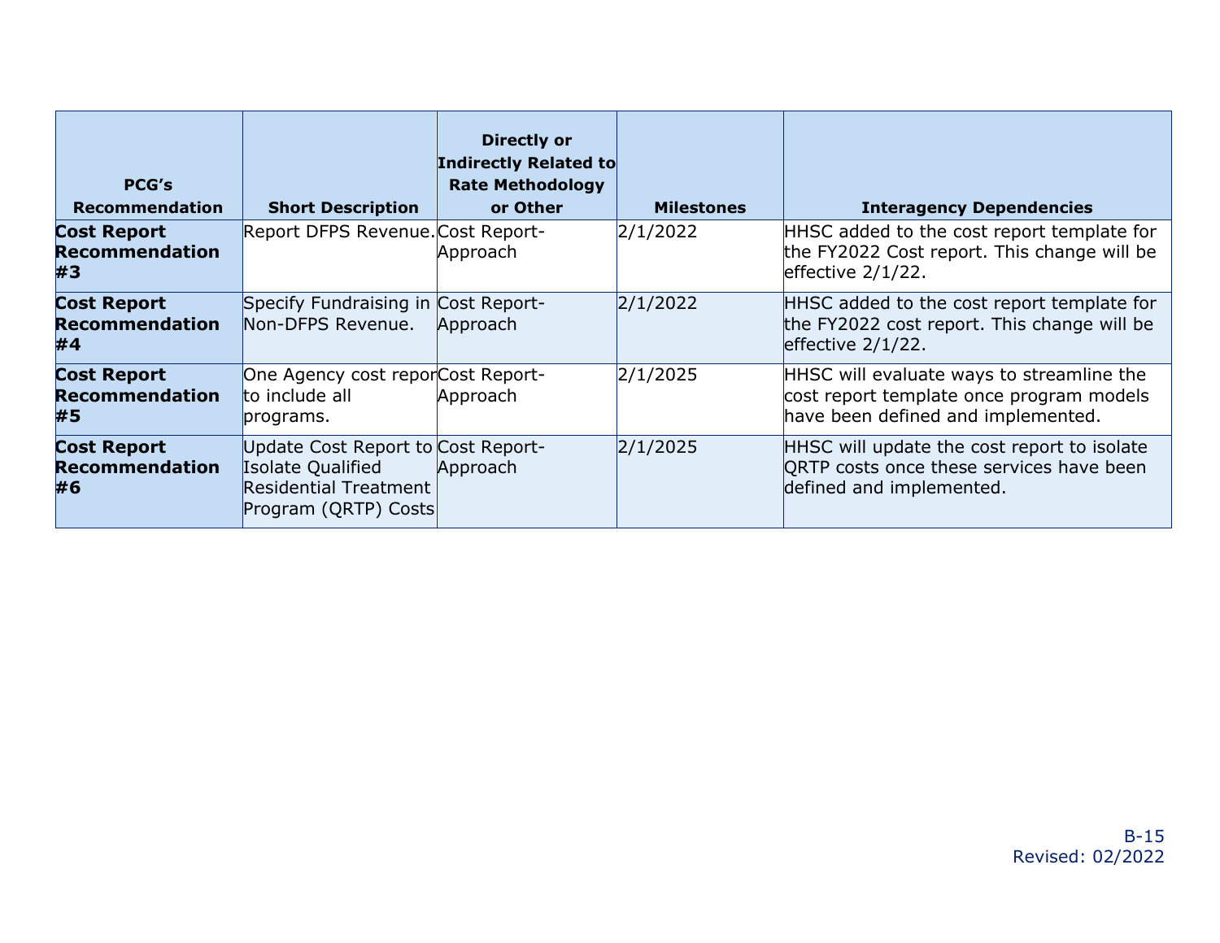| PCG's Recommendation | Short Description | Directly or Indirectly Related to Rate Methodology or Other | Milestones | Interagency Dependencies |
|---|---|---|---|---|
| **Cost Report Recommendation #3** | Report DFPS Revenue. | Cost Report-Approach | 2/1/2022 | HHSC added to the cost report template for the FY2022 Cost report. This change will be effective 2/1/22. |
| **Cost Report Recommendation #4** | Specify Fundraising in Non-DFPS Revenue. | Cost Report-Approach | 2/1/2022 | HHSC added to the cost report template for the FY2022 cost report. This change will be effective 2/1/22. |
| **Cost Report Recommendation #5** | One Agency cost report to include all programs. | Cost Report-Approach | 2/1/2025 | HHSC will evaluate ways to streamline the cost report template once program models have been defined and implemented. |
| **Cost Report Recommendation #6** | Update Cost Report to Isolate Qualified Residential Treatment Program (QRTP) Costs | Cost Report-Approach | 2/1/2025 | HHSC will update the cost report to isolate QRTP costs once these services have been defined and implemented. |

Revised: 02/2022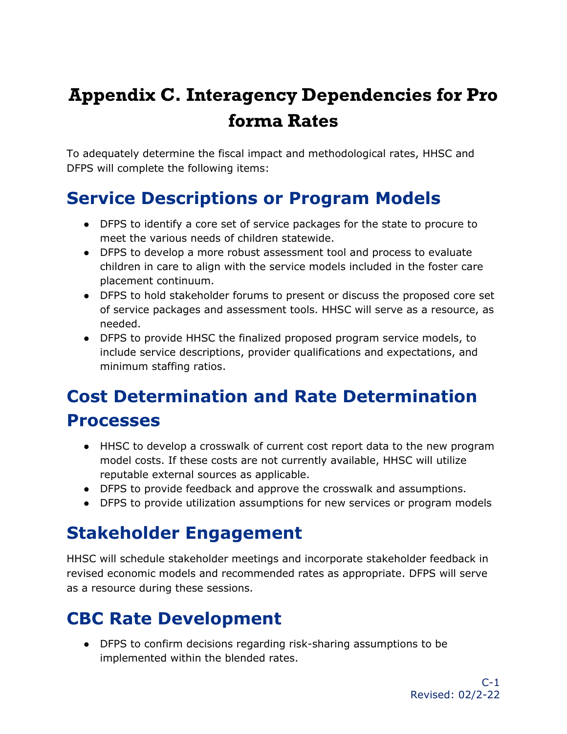# Appendix C. Interagency Dependencies for Pro forma Rates

To adequately determine the fiscal impact and methodological rates, HHSC and DFPS will complete the following items:

## Service Descriptions or Program Models

- DFPS to identify a core set of service packages for the state to procure to meet the various needs of children statewide.
- DFPS to develop a more robust assessment tool and process to evaluate children in care to align with the service models included in the foster care placement continuum.
- DFPS to hold stakeholder forums to present or discuss the proposed core set of service packages and assessment tools. HHSC will serve as a resource, as needed.
- DFPS to provide HHSC the finalized proposed program service models, to include service descriptions, provider qualifications and expectations, and minimum staffing ratios.

## Cost Determination and Rate Determination Processes

- HHSC to develop a crosswalk of current cost report data to the new program model costs. If these costs are not currently available, HHSC will utilize reputable external sources as applicable.
- DFPS to provide feedback and approve the crosswalk and assumptions.
- DFPS to provide utilization assumptions for new services or program models

## Stakeholder Engagement

HHSC will schedule stakeholder meetings and incorporate stakeholder feedback in revised economic models and recommended rates as appropriate. DFPS will serve as a resource during these sessions.

## CBC Rate Development

- DFPS to confirm decisions regarding risk-sharing assumptions to be implemented within the blended rates.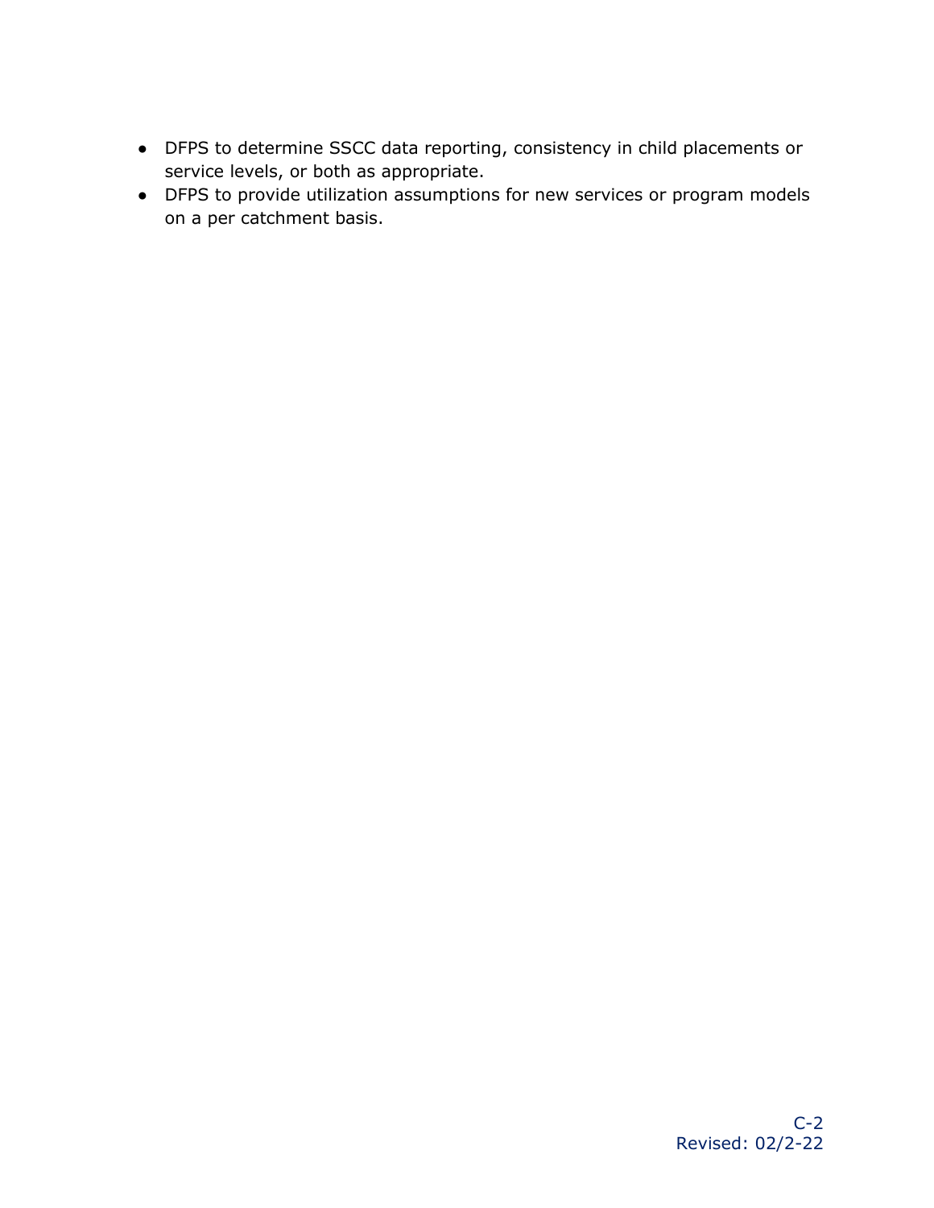- DFPS to determine SSCC data reporting, consistency in child placements or service levels, or both as appropriate.
- DFPS to provide utilization assumptions for new services or program models on a per catchment basis.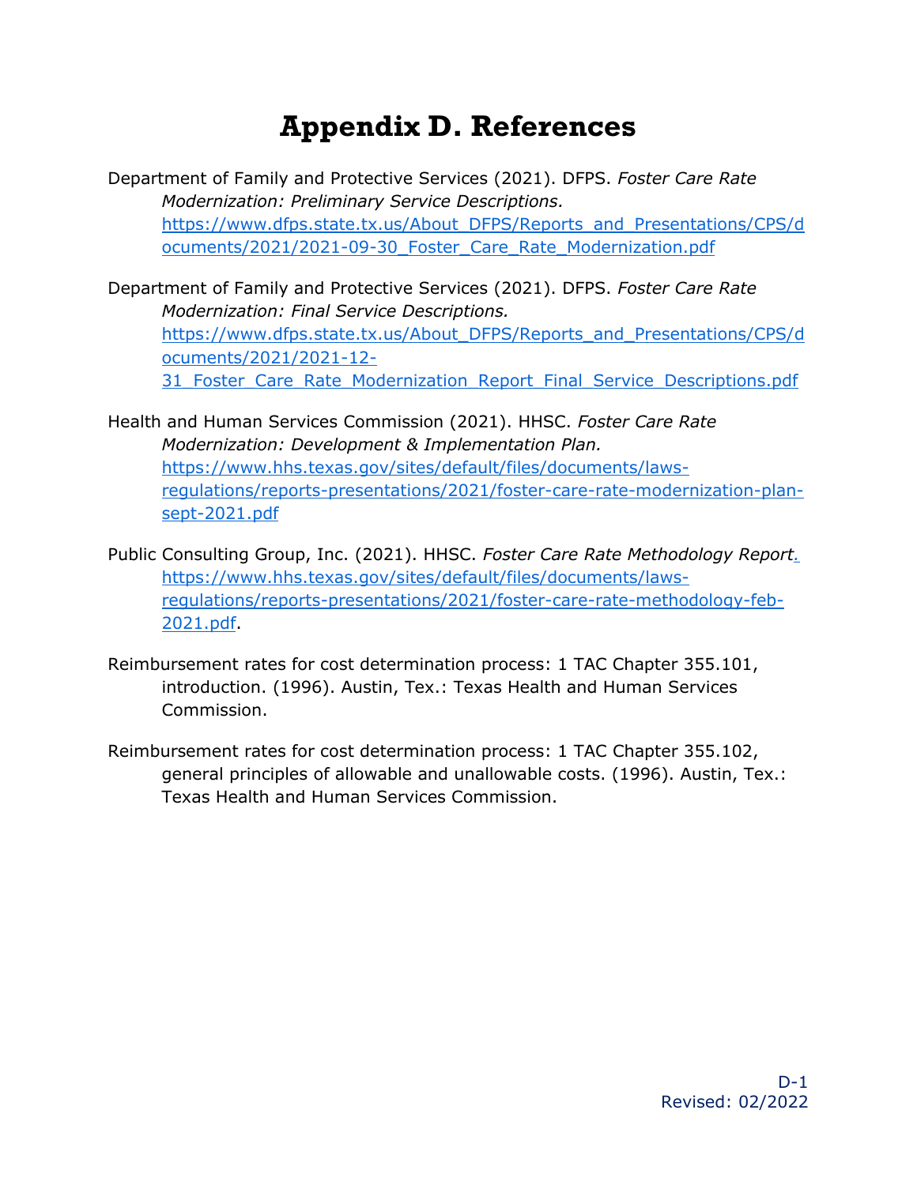# Appendix D. References

Department of Family and Protective Services (2021). DFPS. *Foster Care Rate Modernization: Preliminary Service Descriptions.* https://www.dfps.state.tx.us/About_DFPS/Reports_and_Presentations/CPS/documents/2021/2021-09-30_Foster_Care_Rate_Modernization.pdf

Department of Family and Protective Services (2021). DFPS. *Foster Care Rate Modernization: Final Service Descriptions.* https://www.dfps.state.tx.us/About_DFPS/Reports_and_Presentations/CPS/documents/2021/2021-12-31_Foster_Care_Rate_Modernization_Report_Final_Service_Descriptions.pdf

Health and Human Services Commission (2021). HHSC. *Foster Care Rate Modernization: Development & Implementation Plan.* https://www.hhs.texas.gov/sites/default/files/documents/laws-regulations/reports-presentations/2021/foster-care-rate-modernization-plan-sept-2021.pdf

Public Consulting Group, Inc. (2021). HHSC. *Foster Care Rate Methodology Report.* https://www.hhs.texas.gov/sites/default/files/documents/laws-regulations/reports-presentations/2021/foster-care-rate-methodology-feb-2021.pdf.

Reimbursement rates for cost determination process: 1 TAC Chapter 355.101, introduction. (1996). Austin, Tex.: Texas Health and Human Services Commission.

Reimbursement rates for cost determination process: 1 TAC Chapter 355.102, general principles of allowable and unallowable costs. (1996). Austin, Tex.: Texas Health and Human Services Commission.